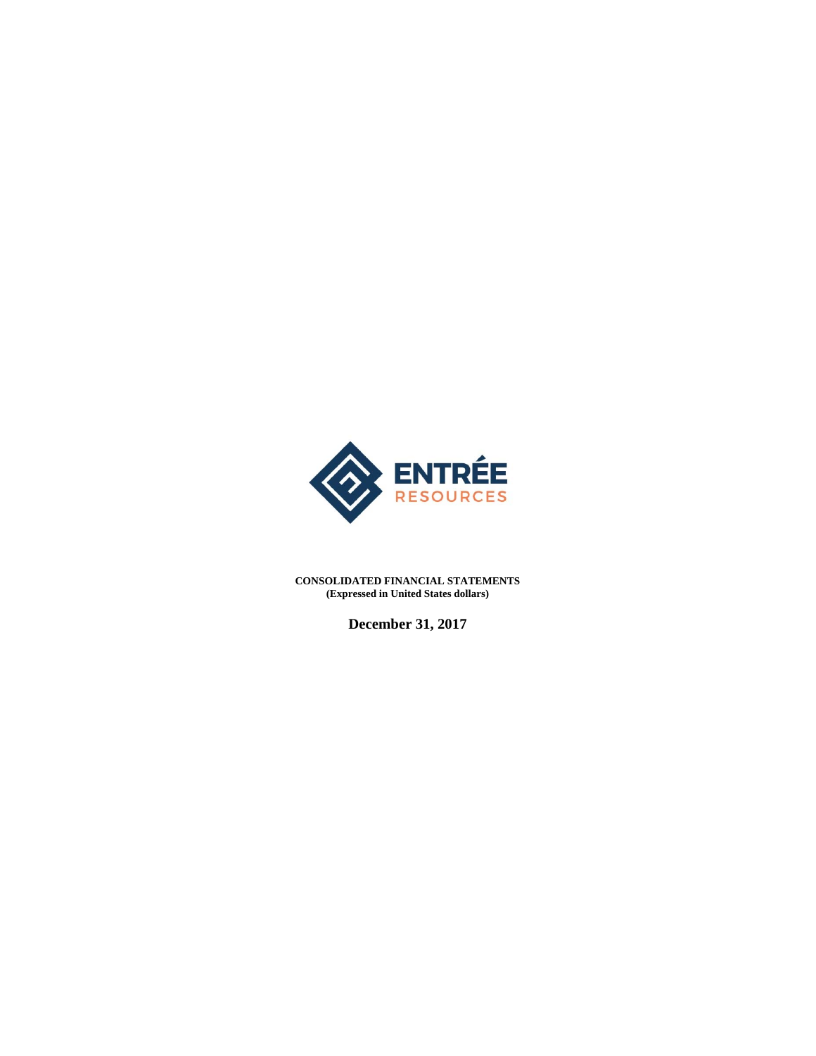ENTRÉE
RESOURCES

**CONSOLIDATED FINANCIAL STATEMENTS**
**(Expressed in United States dollars)**

**December 31, 2017**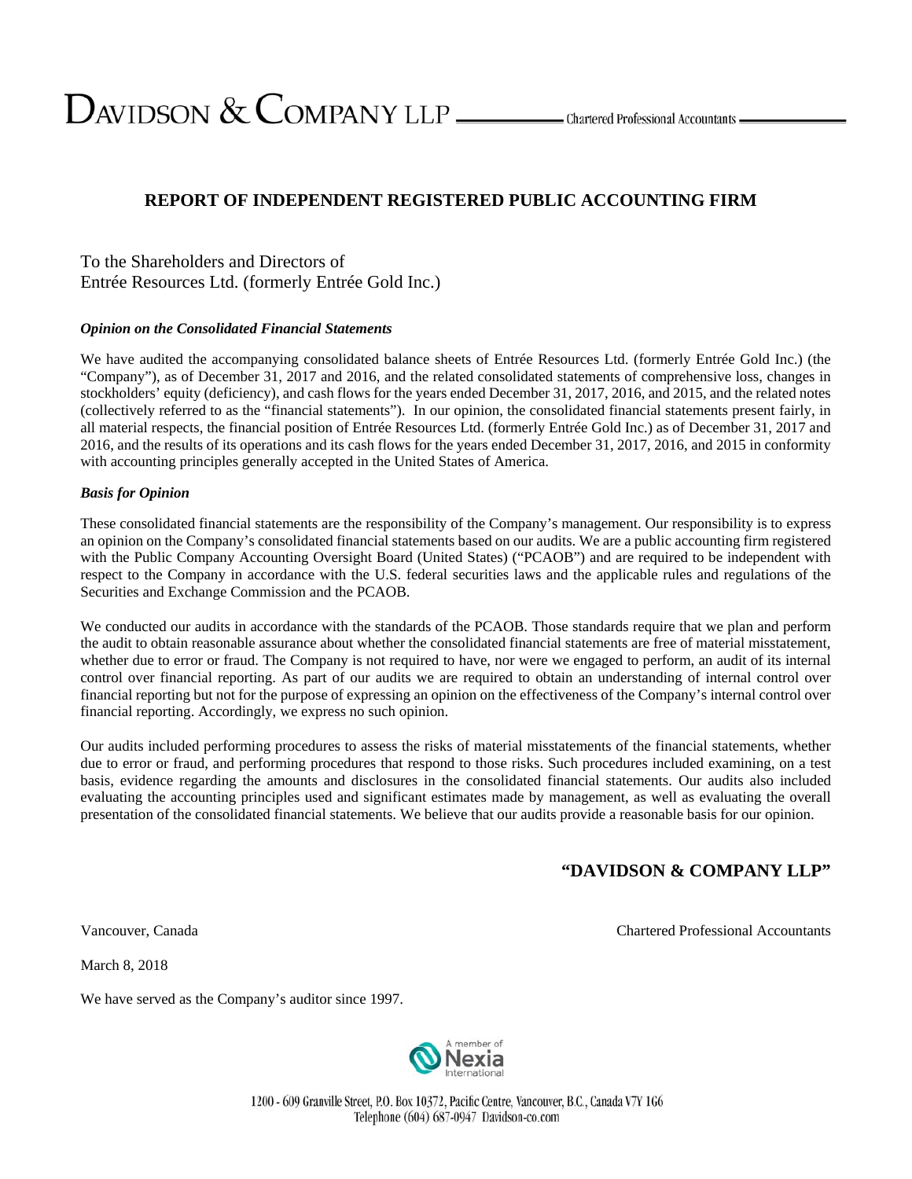DAVIDSON & COMPANY LLP — Chartered Professional Accountants

# REPORT OF INDEPENDENT REGISTERED PUBLIC ACCOUNTING FIRM

To the Shareholders and Directors of
Entrée Resources Ltd. (formerly Entrée Gold Inc.)

***Opinion on the Consolidated Financial Statements***

We have audited the accompanying consolidated balance sheets of Entrée Resources Ltd. (formerly Entrée Gold Inc.) (the "Company"), as of December 31, 2017 and 2016, and the related consolidated statements of comprehensive loss, changes in stockholders' equity (deficiency), and cash flows for the years ended December 31, 2017, 2016, and 2015, and the related notes (collectively referred to as the "financial statements"). In our opinion, the consolidated financial statements present fairly, in all material respects, the financial position of Entrée Resources Ltd. (formerly Entrée Gold Inc.) as of December 31, 2017 and 2016, and the results of its operations and its cash flows for the years ended December 31, 2017, 2016, and 2015 in conformity with accounting principles generally accepted in the United States of America.

***Basis for Opinion***

These consolidated financial statements are the responsibility of the Company's management. Our responsibility is to express an opinion on the Company's consolidated financial statements based on our audits. We are a public accounting firm registered with the Public Company Accounting Oversight Board (United States) ("PCAOB") and are required to be independent with respect to the Company in accordance with the U.S. federal securities laws and the applicable rules and regulations of the Securities and Exchange Commission and the PCAOB.

We conducted our audits in accordance with the standards of the PCAOB. Those standards require that we plan and perform the audit to obtain reasonable assurance about whether the consolidated financial statements are free of material misstatement, whether due to error or fraud. The Company is not required to have, nor were we engaged to perform, an audit of its internal control over financial reporting. As part of our audits we are required to obtain an understanding of internal control over financial reporting but not for the purpose of expressing an opinion on the effectiveness of the Company's internal control over financial reporting. Accordingly, we express no such opinion.

Our audits included performing procedures to assess the risks of material misstatements of the financial statements, whether due to error or fraud, and performing procedures that respond to those risks. Such procedures included examining, on a test basis, evidence regarding the amounts and disclosures in the consolidated financial statements. Our audits also included evaluating the accounting principles used and significant estimates made by management, as well as evaluating the overall presentation of the consolidated financial statements. We believe that our audits provide a reasonable basis for our opinion.

**"DAVIDSON & COMPANY LLP"**

Vancouver, Canada — Chartered Professional Accountants

March 8, 2018

We have served as the Company's auditor since 1997.

A member of Nexia International

1200 - 609 Granville Street, P.O. Box 10372, Pacific Centre, Vancouver, B.C., Canada V7Y 1G6
Telephone (604) 687-0947 Davidson-co.com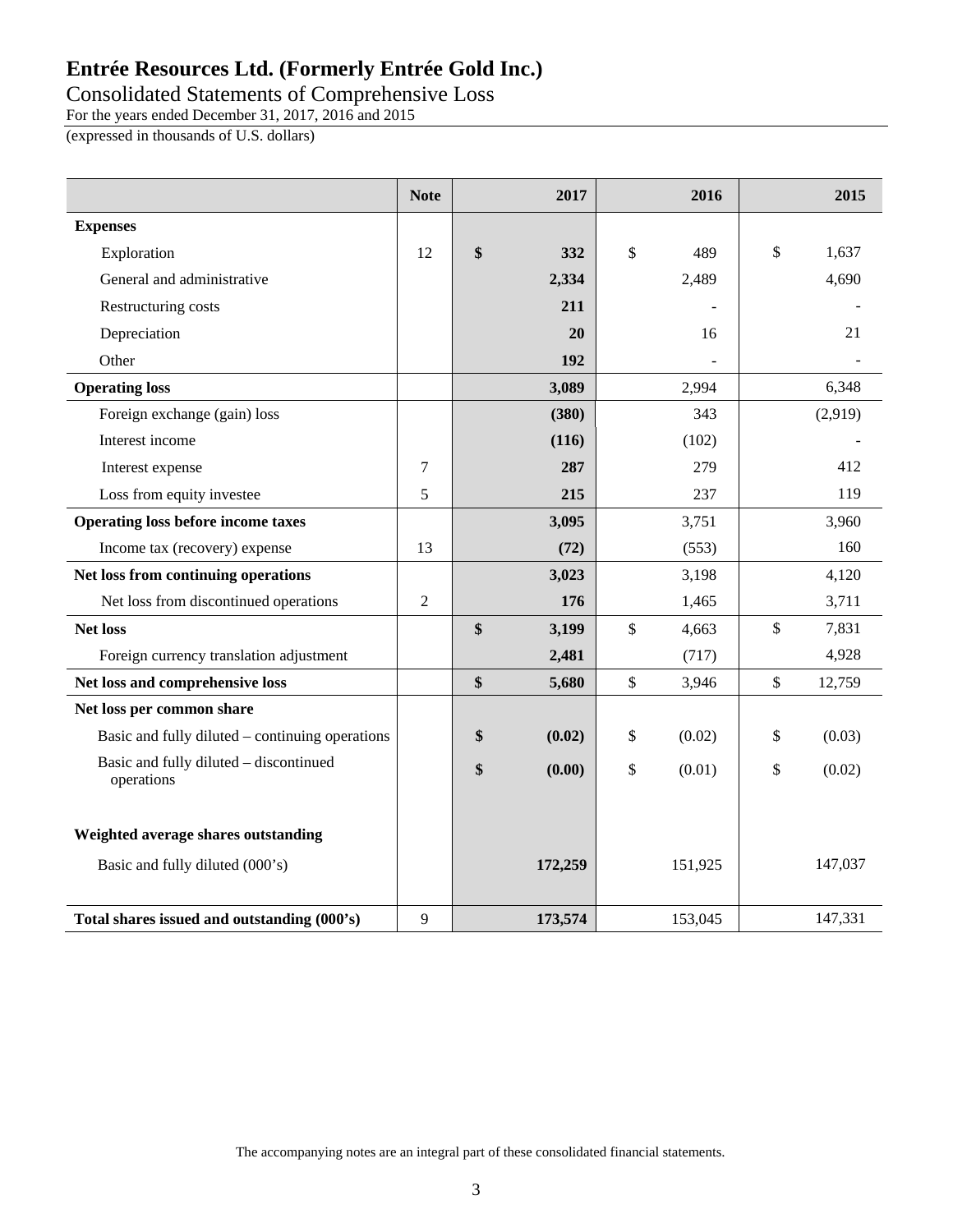# Entrée Resources Ltd. (Formerly Entrée Gold Inc.)

## Consolidated Statements of Comprehensive Loss

For the years ended December 31, 2017, 2016 and 2015

(expressed in thousands of U.S. dollars)

| | Note | 2017 | 2016 | 2015 |
|---|---|---|---|---|
| **Expenses** | | | | |
| Exploration | 12 | **$ 332** | $ 489 | $ 1,637 |
| General and administrative | | **2,334** | 2,489 | 4,690 |
| Restructuring costs | | **211** | - | - |
| Depreciation | | **20** | 16 | 21 |
| Other | | **192** | - | - |
| **Operating loss** | | **3,089** | 2,994 | 6,348 |
| Foreign exchange (gain) loss | | **(380)** | 343 | (2,919) |
| Interest income | | **(116)** | (102) | - |
| Interest expense | 7 | **287** | 279 | 412 |
| Loss from equity investee | 5 | **215** | 237 | 119 |
| **Operating loss before income taxes** | | **3,095** | 3,751 | 3,960 |
| Income tax (recovery) expense | 13 | **(72)** | (553) | 160 |
| **Net loss from continuing operations** | | **3,023** | 3,198 | 4,120 |
| Net loss from discontinued operations | 2 | **176** | 1,465 | 3,711 |
| **Net loss** | | **$ 3,199** | $ 4,663 | $ 7,831 |
| Foreign currency translation adjustment | | **2,481** | (717) | 4,928 |
| **Net loss and comprehensive loss** | | **$ 5,680** | $ 3,946 | $ 12,759 |
| **Net loss per common share** | | | | |
| Basic and fully diluted – continuing operations | | **$ (0.02)** | $ (0.02) | $ (0.03) |
| Basic and fully diluted – discontinued operations | | **$ (0.00)** | $ (0.01) | $ (0.02) |
| **Weighted average shares outstanding** | | | | |
| Basic and fully diluted (000's) | | **172,259** | 151,925 | 147,037 |
| **Total shares issued and outstanding (000's)** | 9 | **173,574** | 153,045 | 147,331 |

The accompanying notes are an integral part of these consolidated financial statements.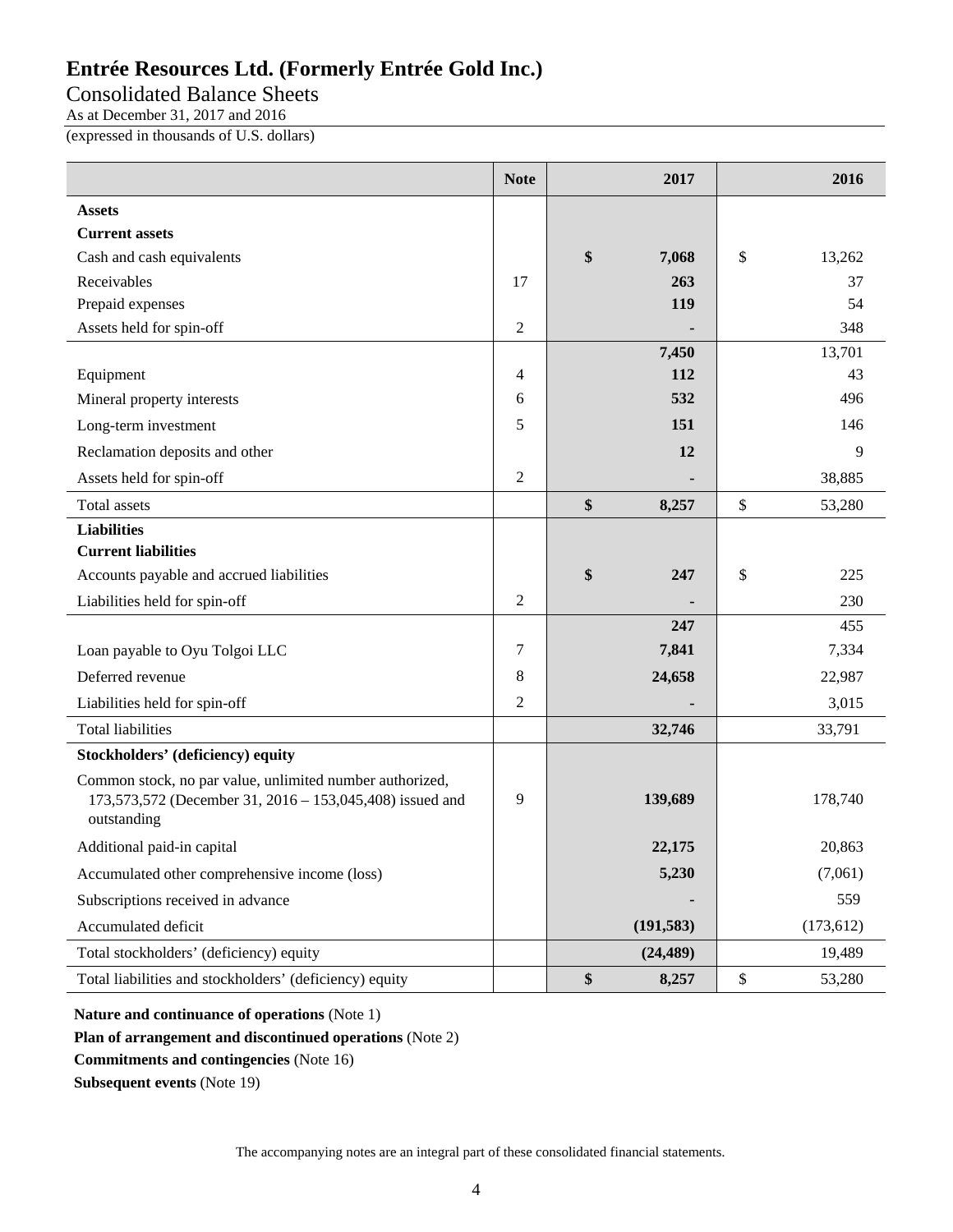# Entrée Resources Ltd. (Formerly Entrée Gold Inc.)

## Consolidated Balance Sheets

As at December 31, 2017 and 2016

(expressed in thousands of U.S. dollars)

| | Note | 2017 | 2016 |
|---|---|---|---|
| **Assets** | | | |
| **Current assets** | | | |
| Cash and cash equivalents | | **$ 7,068** | $ 13,262 |
| Receivables | 17 | **263** | 37 |
| Prepaid expenses | | **119** | 54 |
| Assets held for spin-off | 2 | **-** | 348 |
| | | **7,450** | 13,701 |
| Equipment | 4 | **112** | 43 |
| Mineral property interests | 6 | **532** | 496 |
| Long-term investment | 5 | **151** | 146 |
| Reclamation deposits and other | | **12** | 9 |
| Assets held for spin-off | 2 | **-** | 38,885 |
| Total assets | | **$ 8,257** | $ 53,280 |
| **Liabilities** | | | |
| **Current liabilities** | | | |
| Accounts payable and accrued liabilities | | **$ 247** | $ 225 |
| Liabilities held for spin-off | 2 | **-** | 230 |
| | | **247** | 455 |
| Loan payable to Oyu Tolgoi LLC | 7 | **7,841** | 7,334 |
| Deferred revenue | 8 | **24,658** | 22,987 |
| Liabilities held for spin-off | 2 | **-** | 3,015 |
| Total liabilities | | **32,746** | 33,791 |
| **Stockholders' (deficiency) equity** | | | |
| Common stock, no par value, unlimited number authorized, 173,573,572 (December 31, 2016 – 153,045,408) issued and outstanding | 9 | **139,689** | 178,740 |
| Additional paid-in capital | | **22,175** | 20,863 |
| Accumulated other comprehensive income (loss) | | **5,230** | (7,061) |
| Subscriptions received in advance | | **-** | 559 |
| Accumulated deficit | | **(191,583)** | (173,612) |
| Total stockholders' (deficiency) equity | | **(24,489)** | 19,489 |
| Total liabilities and stockholders' (deficiency) equity | | **$ 8,257** | $ 53,280 |

**Nature and continuance of operations** (Note 1)

**Plan of arrangement and discontinued operations** (Note 2)

**Commitments and contingencies** (Note 16)

**Subsequent events** (Note 19)

The accompanying notes are an integral part of these consolidated financial statements.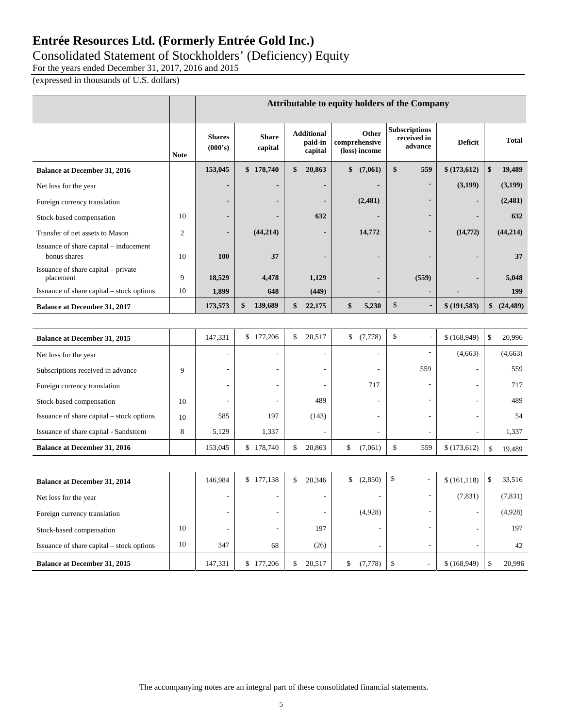# Entrée Resources Ltd. (Formerly Entrée Gold Inc.)

## Consolidated Statement of Stockholders' (Deficiency) Equity

For the years ended December 31, 2017, 2016 and 2015

(expressed in thousands of U.S. dollars)

| | | Attributable to equity holders of the Company | | | | | | |
|---|---|---|---|---|---|---|---|---|
| | Note | Shares (000's) | Share capital | Additional paid-in capital | Other comprehensive (loss) income | Subscriptions received in advance | Deficit | Total |
| **Balance at December 31, 2016** | | **153,045** | **$ 178,740** | **$ 20,863** | **$ (7,061)** | **$ 559** | **$ (173,612)** | **$ 19,489** |
| Net loss for the year | | - | - | - | - | - | **(3,199)** | **(3,199)** |
| Foreign currency translation | | - | - | - | **(2,481)** | - | - | **(2,481)** |
| Stock-based compensation | 10 | - | - | **632** | - | - | - | **632** |
| Transfer of net assets to Mason | 2 | - | **(44,214)** | - | **14,772** | - | **(14,772)** | **(44,214)** |
| Issuance of share capital – inducement bonus shares | 10 | **100** | **37** | - | - | - | - | **37** |
| Issuance of share capital – private placement | 9 | **18,529** | **4,478** | **1,129** | - | **(559)** | - | **5,048** |
| Issuance of share capital – stock options | 10 | **1,899** | **648** | **(449)** | - | - | - | **199** |
| **Balance at December 31, 2017** | | **173,573** | **$ 139,689** | **$ 22,175** | **$ 5,230** | **$ -** | **$ (191,583)** | **$ (24,489)** |
| | | | | | | | | |
| **Balance at December 31, 2015** | | 147,331 | $ 177,206 | $ 20,517 | $ (7,778) | $ - | $ (168,949) | $ 20,996 |
| Net loss for the year | | - | - | - | - | - | (4,663) | (4,663) |
| Subscriptions received in advance | 9 | - | - | - | - | 559 | - | 559 |
| Foreign currency translation | | - | - | - | 717 | - | - | 717 |
| Stock-based compensation | 10 | - | - | 489 | - | - | - | 489 |
| Issuance of share capital – stock options | 10 | 585 | 197 | (143) | - | - | - | 54 |
| Issuance of share capital - Sandstorm | 8 | 5,129 | 1,337 | - | - | - | - | 1,337 |
| **Balance at December 31, 2016** | | 153,045 | $ 178,740 | $ 20,863 | $ (7,061) | $ 559 | $ (173,612) | $ 19,489 |
| | | | | | | | | |
| **Balance at December 31, 2014** | | 146,984 | $ 177,138 | $ 20,346 | $ (2,850) | $ - | $ (161,118) | $ 33,516 |
| Net loss for the year | | - | - | - | - | - | (7,831) | (7,831) |
| Foreign currency translation | | - | - | - | (4,928) | - | - | (4,928) |
| Stock-based compensation | 10 | - | - | 197 | - | - | - | 197 |
| Issuance of share capital – stock options | 10 | 347 | 68 | (26) | - | - | - | 42 |
| **Balance at December 31, 2015** | | 147,331 | $ 177,206 | $ 20,517 | $ (7,778) | $ - | $ (168,949) | $ 20,996 |

The accompanying notes are an integral part of these consolidated financial statements.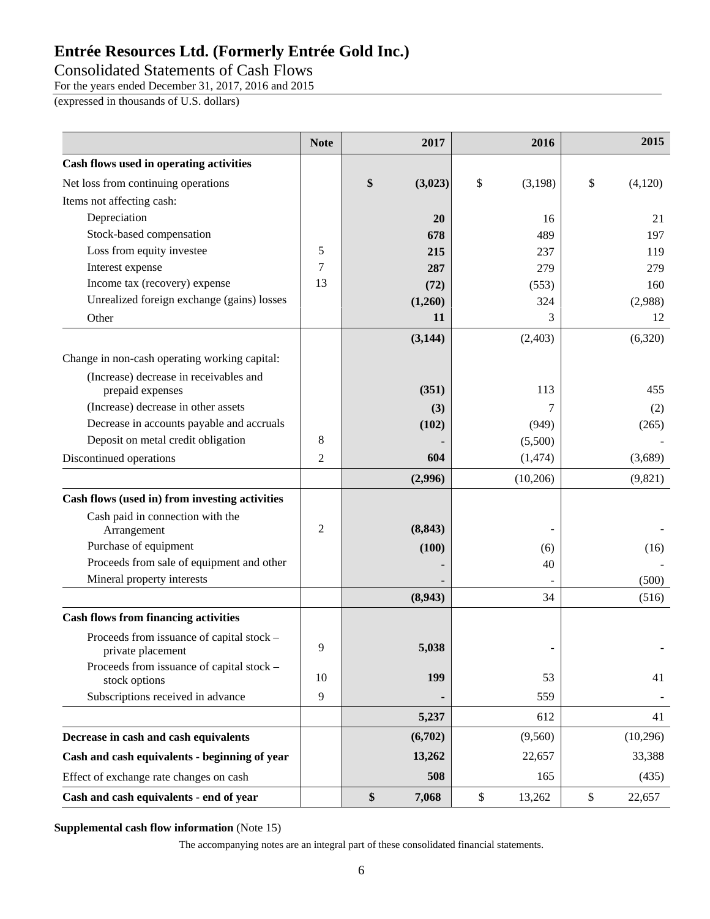# Entrée Resources Ltd. (Formerly Entrée Gold Inc.)

## Consolidated Statements of Cash Flows

For the years ended December 31, 2017, 2016 and 2015

(expressed in thousands of U.S. dollars)

| | Note | 2017 | 2016 | 2015 |
|---|---|---|---|---|
| **Cash flows used in operating activities** | | | | |
| Net loss from continuing operations | | **$ (3,023)** | $ (3,198) | $ (4,120) |
| Items not affecting cash: | | | | |
| Depreciation | | **20** | 16 | 21 |
| Stock-based compensation | | **678** | 489 | 197 |
| Loss from equity investee | 5 | **215** | 237 | 119 |
| Interest expense | 7 | **287** | 279 | 279 |
| Income tax (recovery) expense | 13 | **(72)** | (553) | 160 |
| Unrealized foreign exchange (gains) losses | | **(1,260)** | 324 | (2,988) |
| Other | | **11** | 3 | 12 |
| | | **(3,144)** | (2,403) | (6,320) |
| Change in non-cash operating working capital: | | | | |
| (Increase) decrease in receivables and prepaid expenses | | **(351)** | 113 | 455 |
| (Increase) decrease in other assets | | **(3)** | 7 | (2) |
| Decrease in accounts payable and accruals | | **(102)** | (949) | (265) |
| Deposit on metal credit obligation | 8 | **-** | (5,500) | - |
| Discontinued operations | 2 | **604** | (1,474) | (3,689) |
| | | **(2,996)** | (10,206) | (9,821) |
| **Cash flows (used in) from investing activities** | | | | |
| Cash paid in connection with the Arrangement | 2 | **(8,843)** | - | - |
| Purchase of equipment | | **(100)** | (6) | (16) |
| Proceeds from sale of equipment and other | | **-** | 40 | - |
| Mineral property interests | | **-** | - | (500) |
| | | **(8,943)** | 34 | (516) |
| **Cash flows from financing activities** | | | | |
| Proceeds from issuance of capital stock – private placement | 9 | **5,038** | - | - |
| Proceeds from issuance of capital stock – stock options | 10 | **199** | 53 | 41 |
| Subscriptions received in advance | 9 | **-** | 559 | - |
| | | **5,237** | 612 | 41 |
| **Decrease in cash and cash equivalents** | | **(6,702)** | (9,560) | (10,296) |
| **Cash and cash equivalents - beginning of year** | | **13,262** | 22,657 | 33,388 |
| Effect of exchange rate changes on cash | | **508** | 165 | (435) |
| **Cash and cash equivalents - end of year** | | **$ 7,068** | $ 13,262 | $ 22,657 |

**Supplemental cash flow information** (Note 15)

The accompanying notes are an integral part of these consolidated financial statements.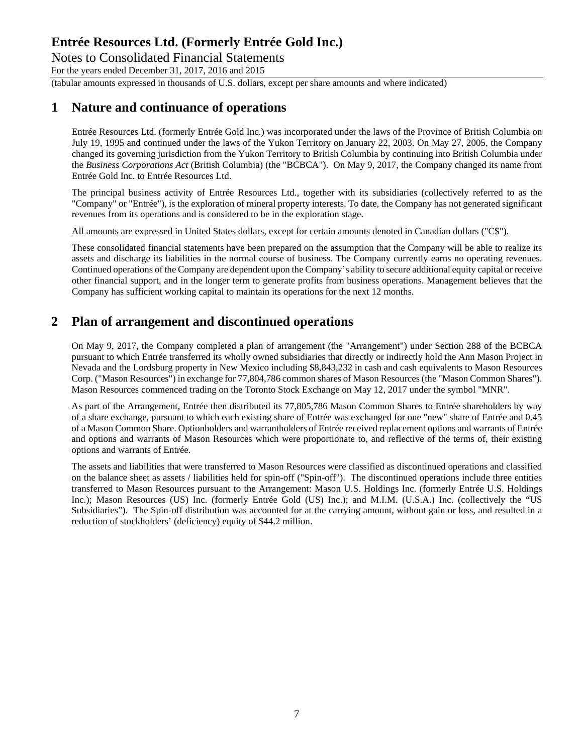## 1 Nature and continuance of operations

Entrée Resources Ltd. (formerly Entrée Gold Inc.) was incorporated under the laws of the Province of British Columbia on July 19, 1995 and continued under the laws of the Yukon Territory on January 22, 2003. On May 27, 2005, the Company changed its governing jurisdiction from the Yukon Territory to British Columbia by continuing into British Columbia under the *Business Corporations Act* (British Columbia) (the "BCBCA"). On May 9, 2017, the Company changed its name from Entrée Gold Inc. to Entrée Resources Ltd.

The principal business activity of Entrée Resources Ltd., together with its subsidiaries (collectively referred to as the "Company" or "Entrée"), is the exploration of mineral property interests. To date, the Company has not generated significant revenues from its operations and is considered to be in the exploration stage.

All amounts are expressed in United States dollars, except for certain amounts denoted in Canadian dollars ("C$").

These consolidated financial statements have been prepared on the assumption that the Company will be able to realize its assets and discharge its liabilities in the normal course of business. The Company currently earns no operating revenues. Continued operations of the Company are dependent upon the Company's ability to secure additional equity capital or receive other financial support, and in the longer term to generate profits from business operations. Management believes that the Company has sufficient working capital to maintain its operations for the next 12 months.

## 2 Plan of arrangement and discontinued operations

On May 9, 2017, the Company completed a plan of arrangement (the "Arrangement") under Section 288 of the BCBCA pursuant to which Entrée transferred its wholly owned subsidiaries that directly or indirectly hold the Ann Mason Project in Nevada and the Lordsburg property in New Mexico including $8,843,232 in cash and cash equivalents to Mason Resources Corp. ("Mason Resources") in exchange for 77,804,786 common shares of Mason Resources (the "Mason Common Shares"). Mason Resources commenced trading on the Toronto Stock Exchange on May 12, 2017 under the symbol "MNR".

As part of the Arrangement, Entrée then distributed its 77,805,786 Mason Common Shares to Entrée shareholders by way of a share exchange, pursuant to which each existing share of Entrée was exchanged for one "new" share of Entrée and 0.45 of a Mason Common Share. Optionholders and warrantholders of Entrée received replacement options and warrants of Entrée and options and warrants of Mason Resources which were proportionate to, and reflective of the terms of, their existing options and warrants of Entrée.

The assets and liabilities that were transferred to Mason Resources were classified as discontinued operations and classified on the balance sheet as assets / liabilities held for spin-off ("Spin-off"). The discontinued operations include three entities transferred to Mason Resources pursuant to the Arrangement: Mason U.S. Holdings Inc. (formerly Entrée U.S. Holdings Inc.); Mason Resources (US) Inc. (formerly Entrée Gold (US) Inc.); and M.I.M. (U.S.A.) Inc. (collectively the "US Subsidiaries"). The Spin-off distribution was accounted for at the carrying amount, without gain or loss, and resulted in a reduction of stockholders' (deficiency) equity of $44.2 million.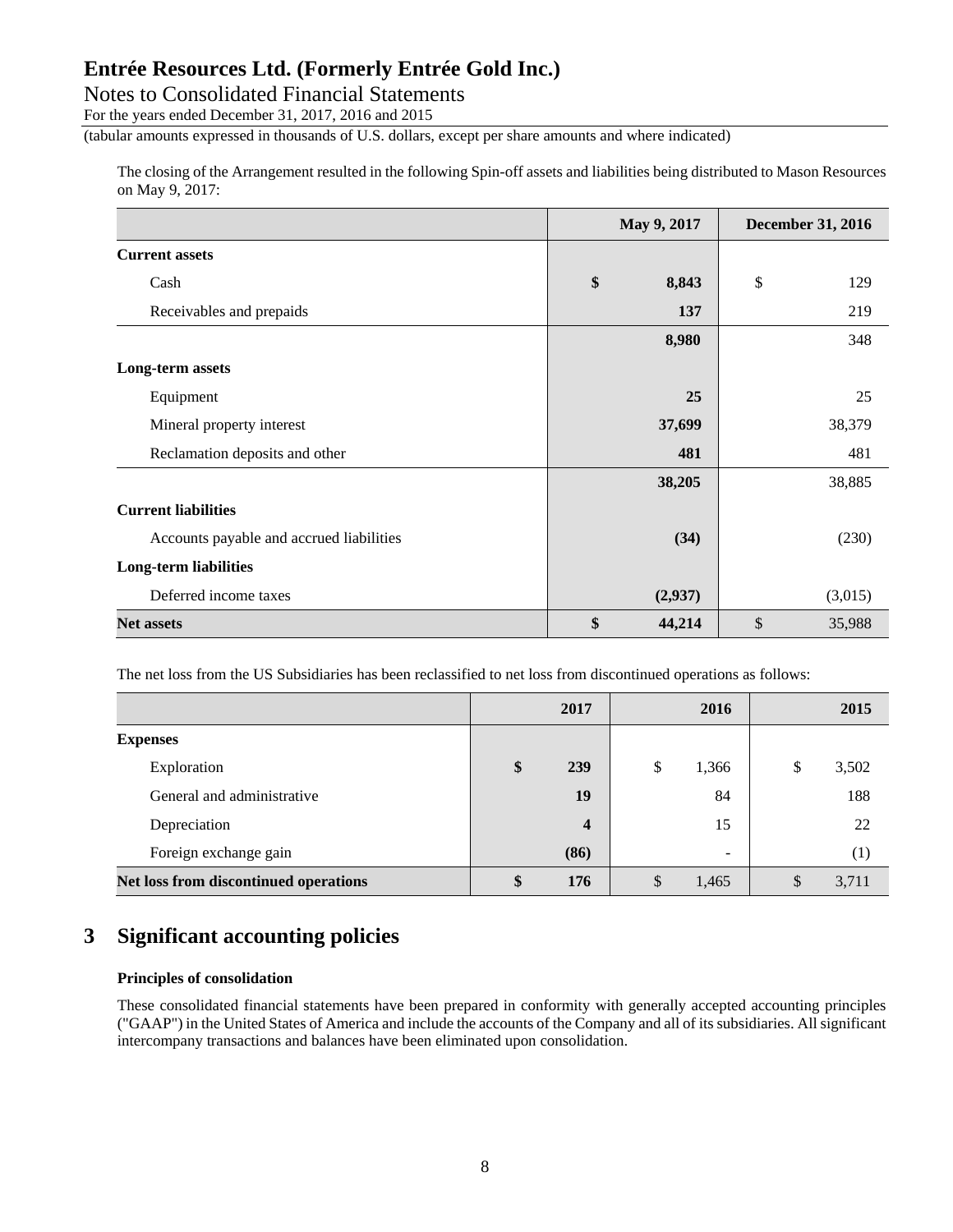The closing of the Arrangement resulted in the following Spin-off assets and liabilities being distributed to Mason Resources on May 9, 2017:

| | May 9, 2017 | December 31, 2016 |
|---|---|---|
| **Current assets** | | |
| Cash | **$ 8,843** | $ 129 |
| Receivables and prepaids | **137** | 219 |
| | **8,980** | 348 |
| **Long-term assets** | | |
| Equipment | **25** | 25 |
| Mineral property interest | **37,699** | 38,379 |
| Reclamation deposits and other | **481** | 481 |
| | **38,205** | 38,885 |
| **Current liabilities** | | |
| Accounts payable and accrued liabilities | **(34)** | (230) |
| **Long-term liabilities** | | |
| Deferred income taxes | **(2,937)** | (3,015) |
| **Net assets** | **$ 44,214** | $ 35,988 |

The net loss from the US Subsidiaries has been reclassified to net loss from discontinued operations as follows:

| | 2017 | 2016 | 2015 |
|---|---|---|---|
| **Expenses** | | | |
| Exploration | **$ 239** | $ 1,366 | $ 3,502 |
| General and administrative | **19** | 84 | 188 |
| Depreciation | **4** | 15 | 22 |
| Foreign exchange gain | **(86)** | - | (1) |
| **Net loss from discontinued operations** | **$ 176** | $ 1,465 | $ 3,711 |

# 3 Significant accounting policies

**Principles of consolidation**

These consolidated financial statements have been prepared in conformity with generally accepted accounting principles ("GAAP") in the United States of America and include the accounts of the Company and all of its subsidiaries. All significant intercompany transactions and balances have been eliminated upon consolidation.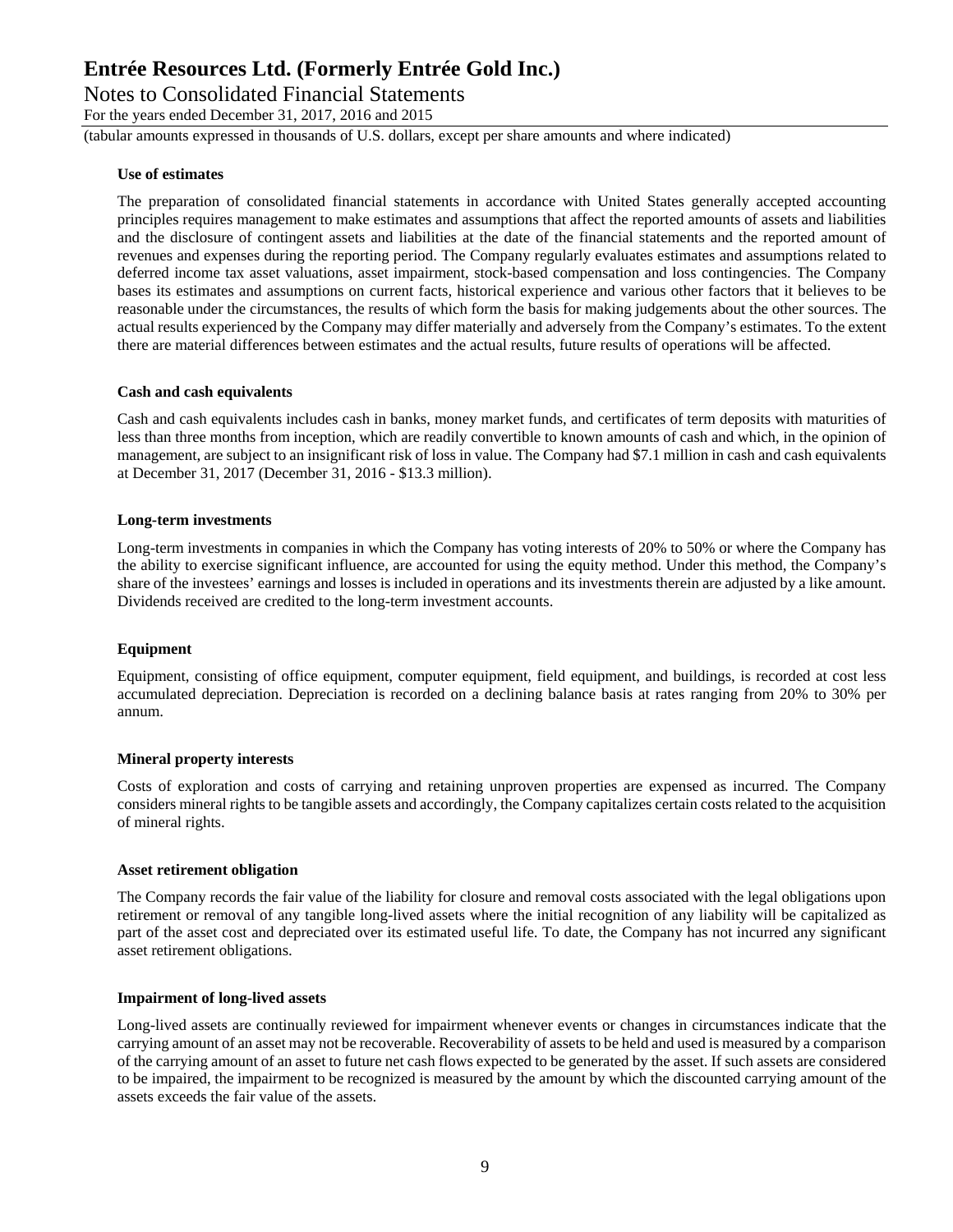**Use of estimates**

The preparation of consolidated financial statements in accordance with United States generally accepted accounting principles requires management to make estimates and assumptions that affect the reported amounts of assets and liabilities and the disclosure of contingent assets and liabilities at the date of the financial statements and the reported amount of revenues and expenses during the reporting period. The Company regularly evaluates estimates and assumptions related to deferred income tax asset valuations, asset impairment, stock-based compensation and loss contingencies. The Company bases its estimates and assumptions on current facts, historical experience and various other factors that it believes to be reasonable under the circumstances, the results of which form the basis for making judgements about the other sources. The actual results experienced by the Company may differ materially and adversely from the Company's estimates. To the extent there are material differences between estimates and the actual results, future results of operations will be affected.

**Cash and cash equivalents**

Cash and cash equivalents includes cash in banks, money market funds, and certificates of term deposits with maturities of less than three months from inception, which are readily convertible to known amounts of cash and which, in the opinion of management, are subject to an insignificant risk of loss in value. The Company had $7.1 million in cash and cash equivalents at December 31, 2017 (December 31, 2016 - $13.3 million).

**Long-term investments**

Long-term investments in companies in which the Company has voting interests of 20% to 50% or where the Company has the ability to exercise significant influence, are accounted for using the equity method. Under this method, the Company's share of the investees' earnings and losses is included in operations and its investments therein are adjusted by a like amount. Dividends received are credited to the long-term investment accounts.

**Equipment**

Equipment, consisting of office equipment, computer equipment, field equipment, and buildings, is recorded at cost less accumulated depreciation. Depreciation is recorded on a declining balance basis at rates ranging from 20% to 30% per annum.

**Mineral property interests**

Costs of exploration and costs of carrying and retaining unproven properties are expensed as incurred. The Company considers mineral rights to be tangible assets and accordingly, the Company capitalizes certain costs related to the acquisition of mineral rights.

**Asset retirement obligation**

The Company records the fair value of the liability for closure and removal costs associated with the legal obligations upon retirement or removal of any tangible long-lived assets where the initial recognition of any liability will be capitalized as part of the asset cost and depreciated over its estimated useful life. To date, the Company has not incurred any significant asset retirement obligations.

**Impairment of long-lived assets**

Long-lived assets are continually reviewed for impairment whenever events or changes in circumstances indicate that the carrying amount of an asset may not be recoverable. Recoverability of assets to be held and used is measured by a comparison of the carrying amount of an asset to future net cash flows expected to be generated by the asset. If such assets are considered to be impaired, the impairment to be recognized is measured by the amount by which the discounted carrying amount of the assets exceeds the fair value of the assets.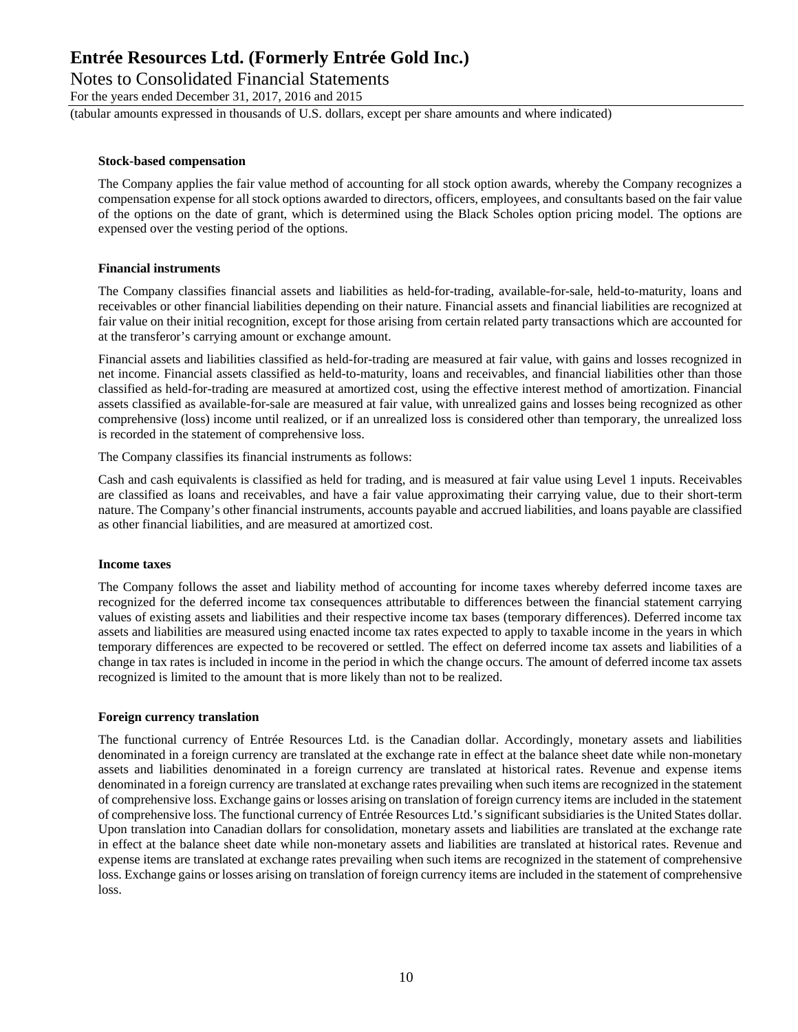**Stock-based compensation**

The Company applies the fair value method of accounting for all stock option awards, whereby the Company recognizes a compensation expense for all stock options awarded to directors, officers, employees, and consultants based on the fair value of the options on the date of grant, which is determined using the Black Scholes option pricing model. The options are expensed over the vesting period of the options.

**Financial instruments**

The Company classifies financial assets and liabilities as held-for-trading, available-for-sale, held-to-maturity, loans and receivables or other financial liabilities depending on their nature. Financial assets and financial liabilities are recognized at fair value on their initial recognition, except for those arising from certain related party transactions which are accounted for at the transferor's carrying amount or exchange amount.

Financial assets and liabilities classified as held-for-trading are measured at fair value, with gains and losses recognized in net income. Financial assets classified as held-to-maturity, loans and receivables, and financial liabilities other than those classified as held-for-trading are measured at amortized cost, using the effective interest method of amortization. Financial assets classified as available-for-sale are measured at fair value, with unrealized gains and losses being recognized as other comprehensive (loss) income until realized, or if an unrealized loss is considered other than temporary, the unrealized loss is recorded in the statement of comprehensive loss.

The Company classifies its financial instruments as follows:

Cash and cash equivalents is classified as held for trading, and is measured at fair value using Level 1 inputs. Receivables are classified as loans and receivables, and have a fair value approximating their carrying value, due to their short-term nature. The Company's other financial instruments, accounts payable and accrued liabilities, and loans payable are classified as other financial liabilities, and are measured at amortized cost.

**Income taxes**

The Company follows the asset and liability method of accounting for income taxes whereby deferred income taxes are recognized for the deferred income tax consequences attributable to differences between the financial statement carrying values of existing assets and liabilities and their respective income tax bases (temporary differences). Deferred income tax assets and liabilities are measured using enacted income tax rates expected to apply to taxable income in the years in which temporary differences are expected to be recovered or settled. The effect on deferred income tax assets and liabilities of a change in tax rates is included in income in the period in which the change occurs. The amount of deferred income tax assets recognized is limited to the amount that is more likely than not to be realized.

**Foreign currency translation**

The functional currency of Entrée Resources Ltd. is the Canadian dollar. Accordingly, monetary assets and liabilities denominated in a foreign currency are translated at the exchange rate in effect at the balance sheet date while non-monetary assets and liabilities denominated in a foreign currency are translated at historical rates. Revenue and expense items denominated in a foreign currency are translated at exchange rates prevailing when such items are recognized in the statement of comprehensive loss. Exchange gains or losses arising on translation of foreign currency items are included in the statement of comprehensive loss. The functional currency of Entrée Resources Ltd.'s significant subsidiaries is the United States dollar. Upon translation into Canadian dollars for consolidation, monetary assets and liabilities are translated at the exchange rate in effect at the balance sheet date while non-monetary assets and liabilities are translated at historical rates. Revenue and expense items are translated at exchange rates prevailing when such items are recognized in the statement of comprehensive loss. Exchange gains or losses arising on translation of foreign currency items are included in the statement of comprehensive loss.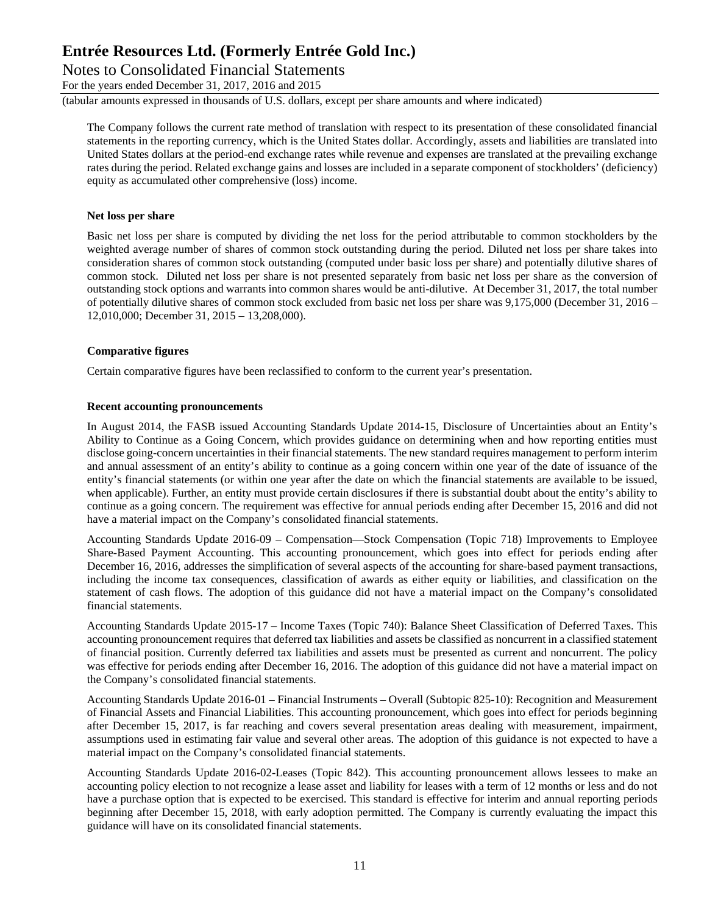The Company follows the current rate method of translation with respect to its presentation of these consolidated financial statements in the reporting currency, which is the United States dollar. Accordingly, assets and liabilities are translated into United States dollars at the period-end exchange rates while revenue and expenses are translated at the prevailing exchange rates during the period. Related exchange gains and losses are included in a separate component of stockholders' (deficiency) equity as accumulated other comprehensive (loss) income.

**Net loss per share**

Basic net loss per share is computed by dividing the net loss for the period attributable to common stockholders by the weighted average number of shares of common stock outstanding during the period. Diluted net loss per share takes into consideration shares of common stock outstanding (computed under basic loss per share) and potentially dilutive shares of common stock. Diluted net loss per share is not presented separately from basic net loss per share as the conversion of outstanding stock options and warrants into common shares would be anti-dilutive. At December 31, 2017, the total number of potentially dilutive shares of common stock excluded from basic net loss per share was 9,175,000 (December 31, 2016 – 12,010,000; December 31, 2015 – 13,208,000).

**Comparative figures**

Certain comparative figures have been reclassified to conform to the current year's presentation.

**Recent accounting pronouncements**

In August 2014, the FASB issued Accounting Standards Update 2014-15, Disclosure of Uncertainties about an Entity's Ability to Continue as a Going Concern, which provides guidance on determining when and how reporting entities must disclose going-concern uncertainties in their financial statements. The new standard requires management to perform interim and annual assessment of an entity's ability to continue as a going concern within one year of the date of issuance of the entity's financial statements (or within one year after the date on which the financial statements are available to be issued, when applicable). Further, an entity must provide certain disclosures if there is substantial doubt about the entity's ability to continue as a going concern. The requirement was effective for annual periods ending after December 15, 2016 and did not have a material impact on the Company's consolidated financial statements.

Accounting Standards Update 2016-09 – Compensation—Stock Compensation (Topic 718) Improvements to Employee Share-Based Payment Accounting. This accounting pronouncement, which goes into effect for periods ending after December 16, 2016, addresses the simplification of several aspects of the accounting for share-based payment transactions, including the income tax consequences, classification of awards as either equity or liabilities, and classification on the statement of cash flows. The adoption of this guidance did not have a material impact on the Company's consolidated financial statements.

Accounting Standards Update 2015-17 – Income Taxes (Topic 740): Balance Sheet Classification of Deferred Taxes. This accounting pronouncement requires that deferred tax liabilities and assets be classified as noncurrent in a classified statement of financial position. Currently deferred tax liabilities and assets must be presented as current and noncurrent. The policy was effective for periods ending after December 16, 2016. The adoption of this guidance did not have a material impact on the Company's consolidated financial statements.

Accounting Standards Update 2016-01 – Financial Instruments – Overall (Subtopic 825-10): Recognition and Measurement of Financial Assets and Financial Liabilities. This accounting pronouncement, which goes into effect for periods beginning after December 15, 2017, is far reaching and covers several presentation areas dealing with measurement, impairment, assumptions used in estimating fair value and several other areas. The adoption of this guidance is not expected to have a material impact on the Company's consolidated financial statements.

Accounting Standards Update 2016-02-Leases (Topic 842). This accounting pronouncement allows lessees to make an accounting policy election to not recognize a lease asset and liability for leases with a term of 12 months or less and do not have a purchase option that is expected to be exercised. This standard is effective for interim and annual reporting periods beginning after December 15, 2018, with early adoption permitted. The Company is currently evaluating the impact this guidance will have on its consolidated financial statements.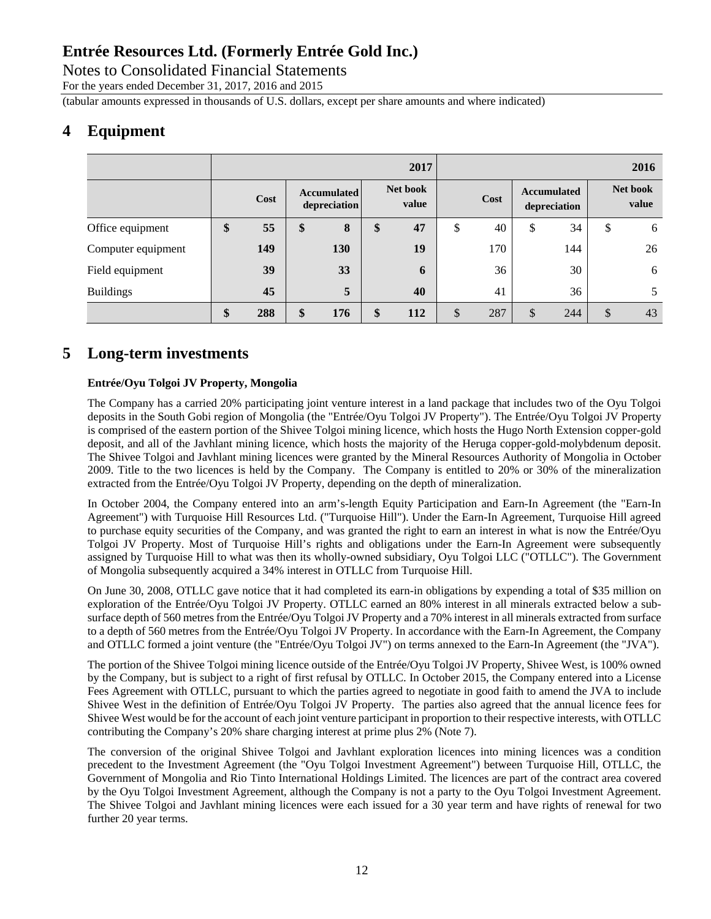# 4 Equipment

| | 2017 | | | 2016 | | |
|---|---|---|---|---|---|---|
| | **Cost** | **Accumulated depreciation** | **Net book value** | **Cost** | **Accumulated depreciation** | **Net book value** |
| Office equipment | **$ 55** | **$ 8** | **$ 47** | $ 40 | $ 34 | $ 6 |
| Computer equipment | **149** | **130** | **19** | 170 | 144 | 26 |
| Field equipment | **39** | **33** | **6** | 36 | 30 | 6 |
| Buildings | **45** | **5** | **40** | 41 | 36 | 5 |
| | **$ 288** | **$ 176** | **$ 112** | $ 287 | $ 244 | $ 43 |

# 5 Long-term investments

**Entrée/Oyu Tolgoi JV Property, Mongolia**

The Company has a carried 20% participating joint venture interest in a land package that includes two of the Oyu Tolgoi deposits in the South Gobi region of Mongolia (the "Entrée/Oyu Tolgoi JV Property"). The Entrée/Oyu Tolgoi JV Property is comprised of the eastern portion of the Shivee Tolgoi mining licence, which hosts the Hugo North Extension copper-gold deposit, and all of the Javhlant mining licence, which hosts the majority of the Heruga copper-gold-molybdenum deposit. The Shivee Tolgoi and Javhlant mining licences were granted by the Mineral Resources Authority of Mongolia in October 2009. Title to the two licences is held by the Company. The Company is entitled to 20% or 30% of the mineralization extracted from the Entrée/Oyu Tolgoi JV Property, depending on the depth of mineralization.

In October 2004, the Company entered into an arm's-length Equity Participation and Earn-In Agreement (the "Earn-In Agreement") with Turquoise Hill Resources Ltd. ("Turquoise Hill"). Under the Earn-In Agreement, Turquoise Hill agreed to purchase equity securities of the Company, and was granted the right to earn an interest in what is now the Entrée/Oyu Tolgoi JV Property. Most of Turquoise Hill's rights and obligations under the Earn-In Agreement were subsequently assigned by Turquoise Hill to what was then its wholly-owned subsidiary, Oyu Tolgoi LLC ("OTLLC"). The Government of Mongolia subsequently acquired a 34% interest in OTLLC from Turquoise Hill.

On June 30, 2008, OTLLC gave notice that it had completed its earn-in obligations by expending a total of $35 million on exploration of the Entrée/Oyu Tolgoi JV Property. OTLLC earned an 80% interest in all minerals extracted below a sub-surface depth of 560 metres from the Entrée/Oyu Tolgoi JV Property and a 70% interest in all minerals extracted from surface to a depth of 560 metres from the Entrée/Oyu Tolgoi JV Property. In accordance with the Earn-In Agreement, the Company and OTLLC formed a joint venture (the "Entrée/Oyu Tolgoi JV") on terms annexed to the Earn-In Agreement (the "JVA").

The portion of the Shivee Tolgoi mining licence outside of the Entrée/Oyu Tolgoi JV Property, Shivee West, is 100% owned by the Company, but is subject to a right of first refusal by OTLLC. In October 2015, the Company entered into a License Fees Agreement with OTLLC, pursuant to which the parties agreed to negotiate in good faith to amend the JVA to include Shivee West in the definition of Entrée/Oyu Tolgoi JV Property. The parties also agreed that the annual licence fees for Shivee West would be for the account of each joint venture participant in proportion to their respective interests, with OTLLC contributing the Company's 20% share charging interest at prime plus 2% (Note 7).

The conversion of the original Shivee Tolgoi and Javhlant exploration licences into mining licences was a condition precedent to the Investment Agreement (the "Oyu Tolgoi Investment Agreement") between Turquoise Hill, OTLLC, the Government of Mongolia and Rio Tinto International Holdings Limited. The licences are part of the contract area covered by the Oyu Tolgoi Investment Agreement, although the Company is not a party to the Oyu Tolgoi Investment Agreement. The Shivee Tolgoi and Javhlant mining licences were each issued for a 30 year term and have rights of renewal for two further 20 year terms.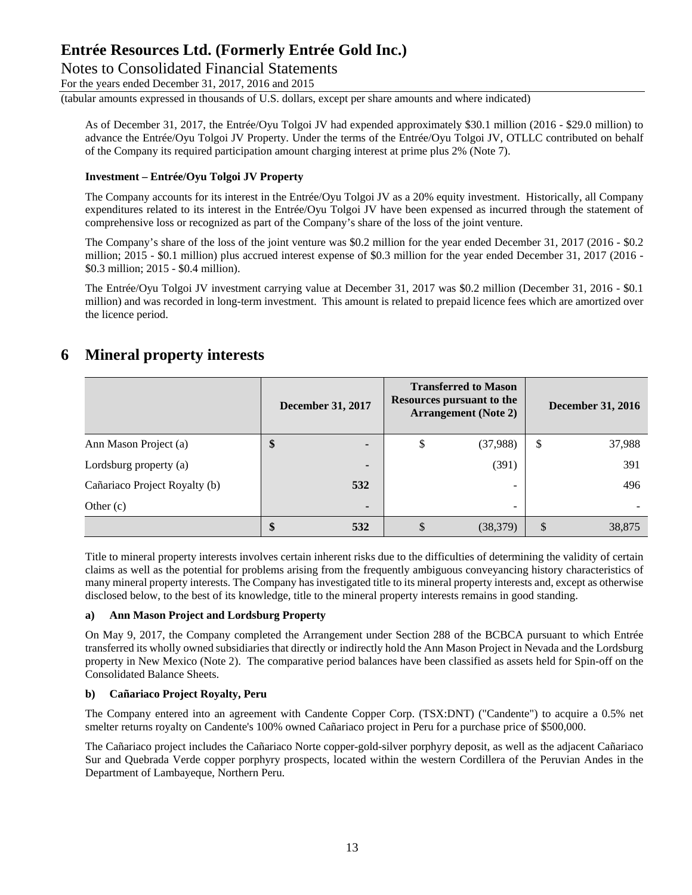As of December 31, 2017, the Entrée/Oyu Tolgoi JV had expended approximately $30.1 million (2016 - $29.0 million) to advance the Entrée/Oyu Tolgoi JV Property. Under the terms of the Entrée/Oyu Tolgoi JV, OTLLC contributed on behalf of the Company its required participation amount charging interest at prime plus 2% (Note 7).

**Investment – Entrée/Oyu Tolgoi JV Property**

The Company accounts for its interest in the Entrée/Oyu Tolgoi JV as a 20% equity investment. Historically, all Company expenditures related to its interest in the Entrée/Oyu Tolgoi JV have been expensed as incurred through the statement of comprehensive loss or recognized as part of the Company's share of the loss of the joint venture.

The Company's share of the loss of the joint venture was $0.2 million for the year ended December 31, 2017 (2016 - $0.2 million; 2015 - $0.1 million) plus accrued interest expense of $0.3 million for the year ended December 31, 2017 (2016 - $0.3 million; 2015 - $0.4 million).

The Entrée/Oyu Tolgoi JV investment carrying value at December 31, 2017 was $0.2 million (December 31, 2016 - $0.1 million) and was recorded in long-term investment. This amount is related to prepaid licence fees which are amortized over the licence period.

# 6 Mineral property interests

| | December 31, 2017 | Transferred to Mason Resources pursuant to the Arrangement (Note 2) | December 31, 2016 |
|---|---|---|---|
| Ann Mason Project (a) | $ - | $ (37,988) | $ 37,988 |
| Lordsburg property (a) | - | (391) | 391 |
| Cañariaco Project Royalty (b) | 532 | - | 496 |
| Other (c) | - | - | - |
| | $ 532 | $ (38,379) | $ 38,875 |

Title to mineral property interests involves certain inherent risks due to the difficulties of determining the validity of certain claims as well as the potential for problems arising from the frequently ambiguous conveyancing history characteristics of many mineral property interests. The Company has investigated title to its mineral property interests and, except as otherwise disclosed below, to the best of its knowledge, title to the mineral property interests remains in good standing.

**a) Ann Mason Project and Lordsburg Property**

On May 9, 2017, the Company completed the Arrangement under Section 288 of the BCBCA pursuant to which Entrée transferred its wholly owned subsidiaries that directly or indirectly hold the Ann Mason Project in Nevada and the Lordsburg property in New Mexico (Note 2). The comparative period balances have been classified as assets held for Spin-off on the Consolidated Balance Sheets.

**b) Cañariaco Project Royalty, Peru**

The Company entered into an agreement with Candente Copper Corp. (TSX:DNT) ("Candente") to acquire a 0.5% net smelter returns royalty on Candente's 100% owned Cañariaco project in Peru for a purchase price of $500,000.

The Cañariaco project includes the Cañariaco Norte copper-gold-silver porphyry deposit, as well as the adjacent Cañariaco Sur and Quebrada Verde copper porphyry prospects, located within the western Cordillera of the Peruvian Andes in the Department of Lambayeque, Northern Peru.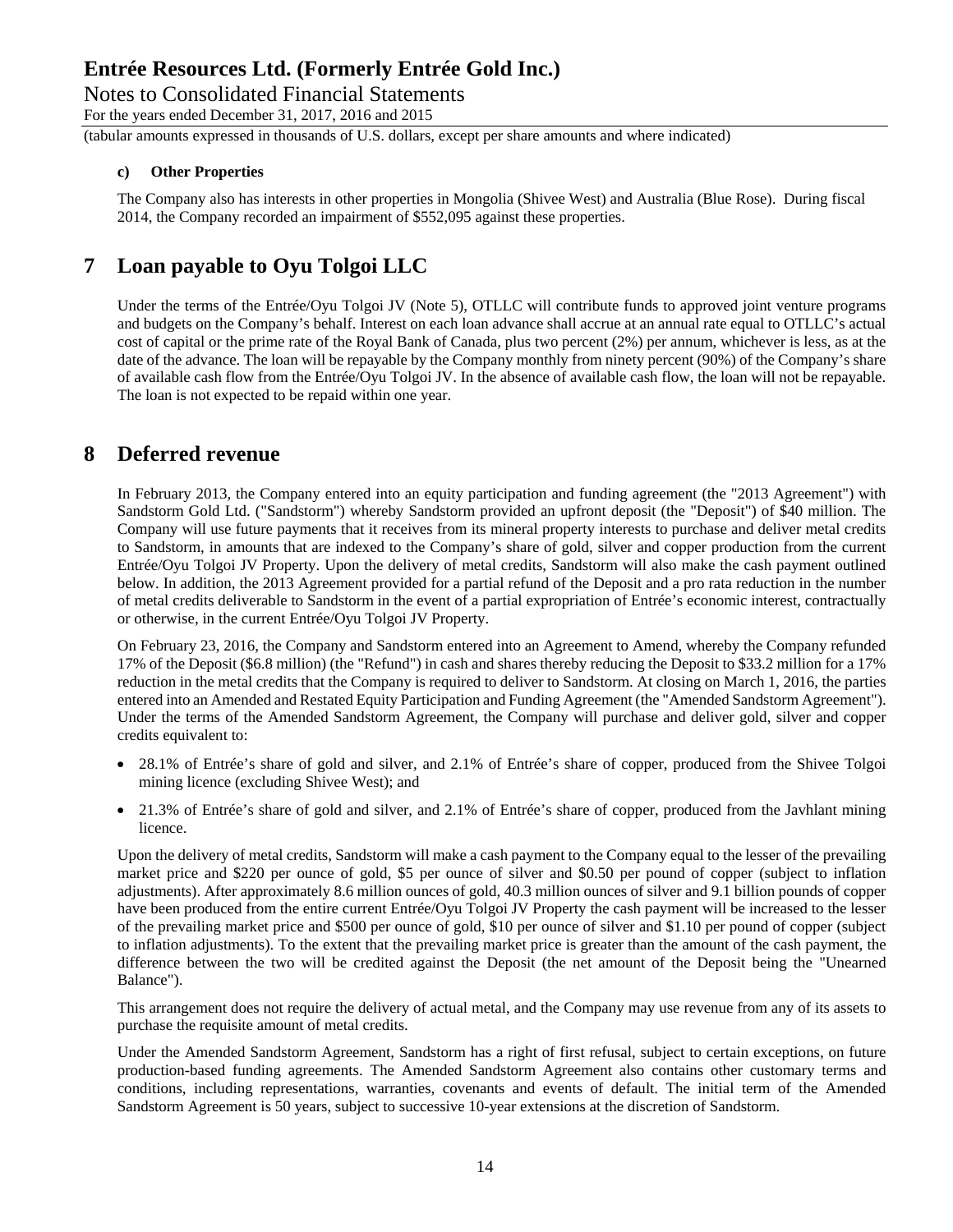#### c) Other Properties

The Company also has interests in other properties in Mongolia (Shivee West) and Australia (Blue Rose). During fiscal 2014, the Company recorded an impairment of $552,095 against these properties.

# 7 Loan payable to Oyu Tolgoi LLC

Under the terms of the Entrée/Oyu Tolgoi JV (Note 5), OTLLC will contribute funds to approved joint venture programs and budgets on the Company's behalf. Interest on each loan advance shall accrue at an annual rate equal to OTLLC's actual cost of capital or the prime rate of the Royal Bank of Canada, plus two percent (2%) per annum, whichever is less, as at the date of the advance. The loan will be repayable by the Company monthly from ninety percent (90%) of the Company's share of available cash flow from the Entrée/Oyu Tolgoi JV. In the absence of available cash flow, the loan will not be repayable. The loan is not expected to be repaid within one year.

# 8 Deferred revenue

In February 2013, the Company entered into an equity participation and funding agreement (the "2013 Agreement") with Sandstorm Gold Ltd. ("Sandstorm") whereby Sandstorm provided an upfront deposit (the "Deposit") of $40 million. The Company will use future payments that it receives from its mineral property interests to purchase and deliver metal credits to Sandstorm, in amounts that are indexed to the Company's share of gold, silver and copper production from the current Entrée/Oyu Tolgoi JV Property. Upon the delivery of metal credits, Sandstorm will also make the cash payment outlined below. In addition, the 2013 Agreement provided for a partial refund of the Deposit and a pro rata reduction in the number of metal credits deliverable to Sandstorm in the event of a partial expropriation of Entrée's economic interest, contractually or otherwise, in the current Entrée/Oyu Tolgoi JV Property.

On February 23, 2016, the Company and Sandstorm entered into an Agreement to Amend, whereby the Company refunded 17% of the Deposit ($6.8 million) (the "Refund") in cash and shares thereby reducing the Deposit to $33.2 million for a 17% reduction in the metal credits that the Company is required to deliver to Sandstorm. At closing on March 1, 2016, the parties entered into an Amended and Restated Equity Participation and Funding Agreement (the "Amended Sandstorm Agreement"). Under the terms of the Amended Sandstorm Agreement, the Company will purchase and deliver gold, silver and copper credits equivalent to:

- 28.1% of Entrée's share of gold and silver, and 2.1% of Entrée's share of copper, produced from the Shivee Tolgoi mining licence (excluding Shivee West); and
- 21.3% of Entrée's share of gold and silver, and 2.1% of Entrée's share of copper, produced from the Javhlant mining licence.

Upon the delivery of metal credits, Sandstorm will make a cash payment to the Company equal to the lesser of the prevailing market price and $220 per ounce of gold, $5 per ounce of silver and $0.50 per pound of copper (subject to inflation adjustments). After approximately 8.6 million ounces of gold, 40.3 million ounces of silver and 9.1 billion pounds of copper have been produced from the entire current Entrée/Oyu Tolgoi JV Property the cash payment will be increased to the lesser of the prevailing market price and $500 per ounce of gold, $10 per ounce of silver and $1.10 per pound of copper (subject to inflation adjustments). To the extent that the prevailing market price is greater than the amount of the cash payment, the difference between the two will be credited against the Deposit (the net amount of the Deposit being the "Unearned Balance").

This arrangement does not require the delivery of actual metal, and the Company may use revenue from any of its assets to purchase the requisite amount of metal credits.

Under the Amended Sandstorm Agreement, Sandstorm has a right of first refusal, subject to certain exceptions, on future production-based funding agreements. The Amended Sandstorm Agreement also contains other customary terms and conditions, including representations, warranties, covenants and events of default. The initial term of the Amended Sandstorm Agreement is 50 years, subject to successive 10-year extensions at the discretion of Sandstorm.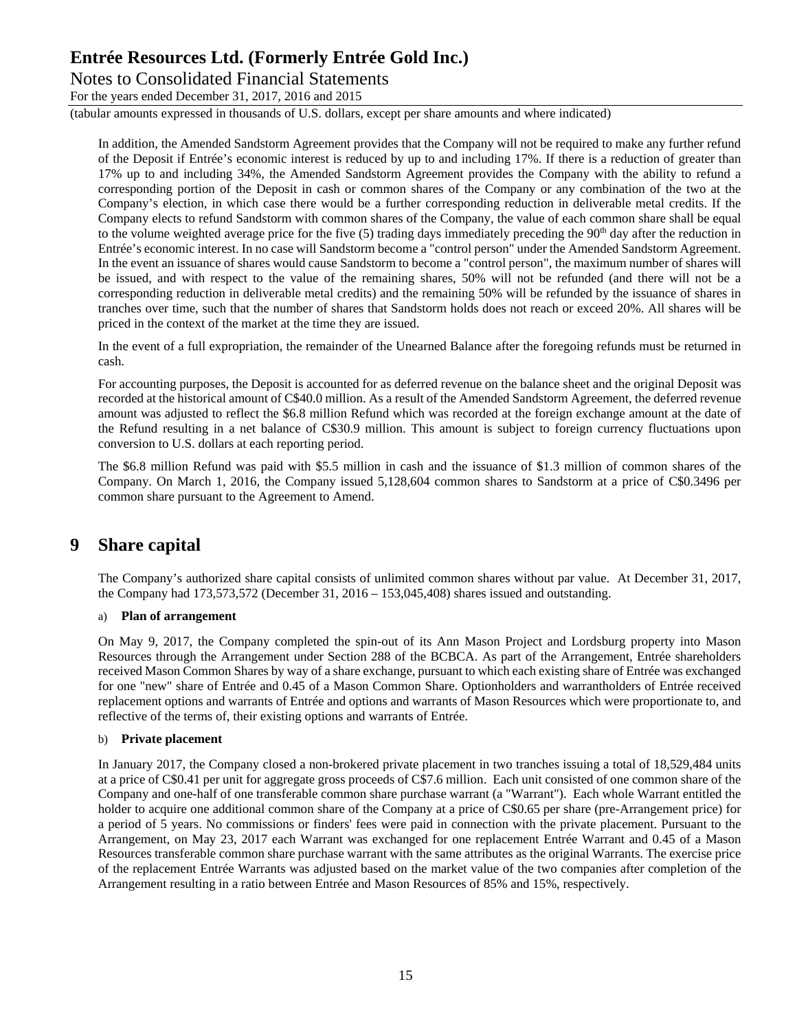In addition, the Amended Sandstorm Agreement provides that the Company will not be required to make any further refund of the Deposit if Entrée's economic interest is reduced by up to and including 17%. If there is a reduction of greater than 17% up to and including 34%, the Amended Sandstorm Agreement provides the Company with the ability to refund a corresponding portion of the Deposit in cash or common shares of the Company or any combination of the two at the Company's election, in which case there would be a further corresponding reduction in deliverable metal credits. If the Company elects to refund Sandstorm with common shares of the Company, the value of each common share shall be equal to the volume weighted average price for the five (5) trading days immediately preceding the 90th day after the reduction in Entrée's economic interest. In no case will Sandstorm become a "control person" under the Amended Sandstorm Agreement. In the event an issuance of shares would cause Sandstorm to become a "control person", the maximum number of shares will be issued, and with respect to the value of the remaining shares, 50% will not be refunded (and there will not be a corresponding reduction in deliverable metal credits) and the remaining 50% will be refunded by the issuance of shares in tranches over time, such that the number of shares that Sandstorm holds does not reach or exceed 20%. All shares will be priced in the context of the market at the time they are issued.

In the event of a full expropriation, the remainder of the Unearned Balance after the foregoing refunds must be returned in cash.

For accounting purposes, the Deposit is accounted for as deferred revenue on the balance sheet and the original Deposit was recorded at the historical amount of C$40.0 million. As a result of the Amended Sandstorm Agreement, the deferred revenue amount was adjusted to reflect the $6.8 million Refund which was recorded at the foreign exchange amount at the date of the Refund resulting in a net balance of C$30.9 million. This amount is subject to foreign currency fluctuations upon conversion to U.S. dollars at each reporting period.

The $6.8 million Refund was paid with $5.5 million in cash and the issuance of $1.3 million of common shares of the Company. On March 1, 2016, the Company issued 5,128,604 common shares to Sandstorm at a price of C$0.3496 per common share pursuant to the Agreement to Amend.

# 9 Share capital

The Company's authorized share capital consists of unlimited common shares without par value. At December 31, 2017, the Company had 173,573,572 (December 31, 2016 – 153,045,408) shares issued and outstanding.

a) **Plan of arrangement**

On May 9, 2017, the Company completed the spin-out of its Ann Mason Project and Lordsburg property into Mason Resources through the Arrangement under Section 288 of the BCBCA. As part of the Arrangement, Entrée shareholders received Mason Common Shares by way of a share exchange, pursuant to which each existing share of Entrée was exchanged for one "new" share of Entrée and 0.45 of a Mason Common Share. Optionholders and warrantholders of Entrée received replacement options and warrants of Entrée and options and warrants of Mason Resources which were proportionate to, and reflective of the terms of, their existing options and warrants of Entrée.

b) **Private placement**

In January 2017, the Company closed a non-brokered private placement in two tranches issuing a total of 18,529,484 units at a price of C$0.41 per unit for aggregate gross proceeds of C$7.6 million. Each unit consisted of one common share of the Company and one-half of one transferable common share purchase warrant (a "Warrant"). Each whole Warrant entitled the holder to acquire one additional common share of the Company at a price of C$0.65 per share (pre-Arrangement price) for a period of 5 years. No commissions or finders' fees were paid in connection with the private placement. Pursuant to the Arrangement, on May 23, 2017 each Warrant was exchanged for one replacement Entrée Warrant and 0.45 of a Mason Resources transferable common share purchase warrant with the same attributes as the original Warrants. The exercise price of the replacement Entrée Warrants was adjusted based on the market value of the two companies after completion of the Arrangement resulting in a ratio between Entrée and Mason Resources of 85% and 15%, respectively.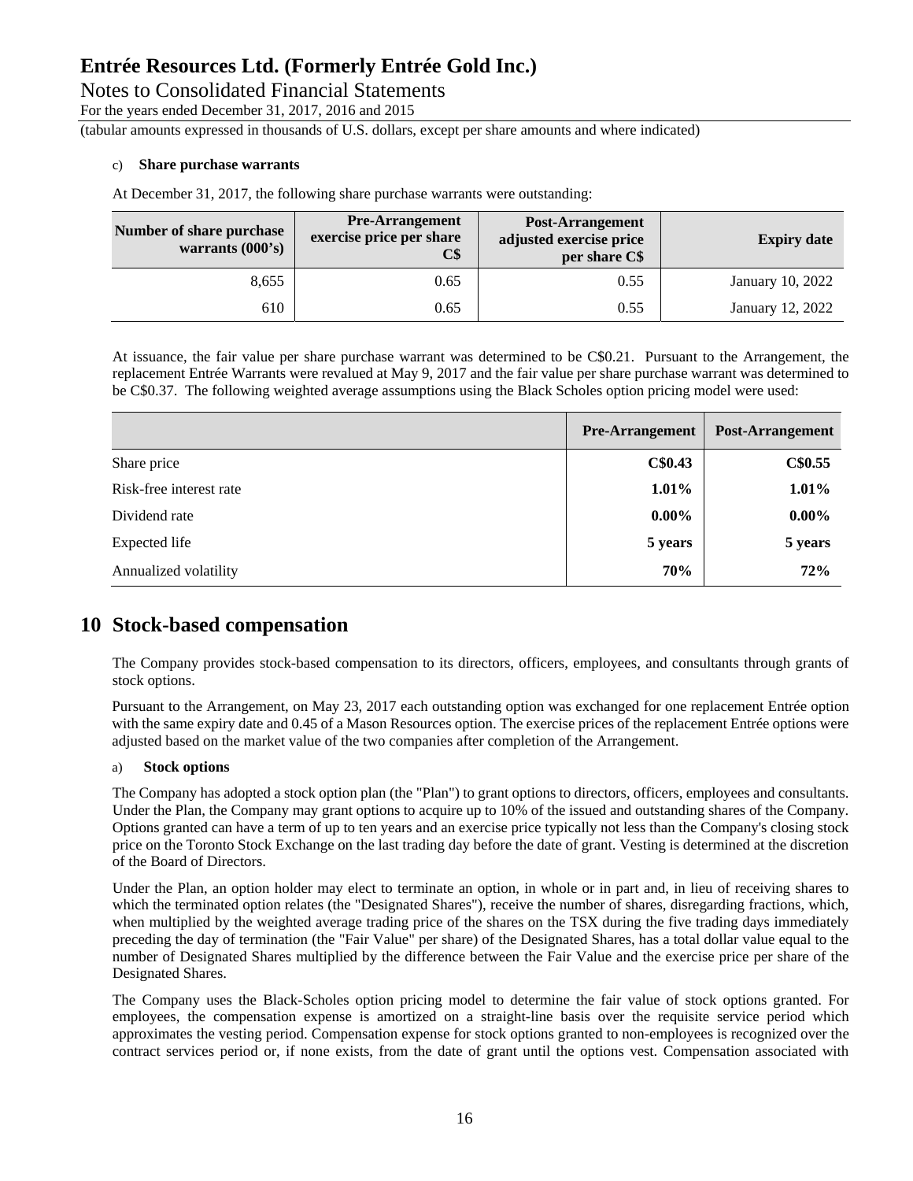c) **Share purchase warrants**

At December 31, 2017, the following share purchase warrants were outstanding:

| Number of share purchase warrants (000's) | Pre-Arrangement exercise price per share C$ | Post-Arrangement adjusted exercise price per share C$ | Expiry date |
|---|---|---|---|
| 8,655 | 0.65 | 0.55 | January 10, 2022 |
| 610 | 0.65 | 0.55 | January 12, 2022 |

At issuance, the fair value per share purchase warrant was determined to be C$0.21. Pursuant to the Arrangement, the replacement Entrée Warrants were revalued at May 9, 2017 and the fair value per share purchase warrant was determined to be C$0.37. The following weighted average assumptions using the Black Scholes option pricing model were used:

| | Pre-Arrangement | Post-Arrangement |
|---|---|---|
| Share price | **C$0.43** | **C$0.55** |
| Risk-free interest rate | **1.01%** | **1.01%** |
| Dividend rate | **0.00%** | **0.00%** |
| Expected life | **5 years** | **5 years** |
| Annualized volatility | **70%** | **72%** |

## 10 Stock-based compensation

The Company provides stock-based compensation to its directors, officers, employees, and consultants through grants of stock options.

Pursuant to the Arrangement, on May 23, 2017 each outstanding option was exchanged for one replacement Entrée option with the same expiry date and 0.45 of a Mason Resources option. The exercise prices of the replacement Entrée options were adjusted based on the market value of the two companies after completion of the Arrangement.

a) **Stock options**

The Company has adopted a stock option plan (the "Plan") to grant options to directors, officers, employees and consultants. Under the Plan, the Company may grant options to acquire up to 10% of the issued and outstanding shares of the Company. Options granted can have a term of up to ten years and an exercise price typically not less than the Company's closing stock price on the Toronto Stock Exchange on the last trading day before the date of grant. Vesting is determined at the discretion of the Board of Directors.

Under the Plan, an option holder may elect to terminate an option, in whole or in part and, in lieu of receiving shares to which the terminated option relates (the "Designated Shares"), receive the number of shares, disregarding fractions, which, when multiplied by the weighted average trading price of the shares on the TSX during the five trading days immediately preceding the day of termination (the "Fair Value" per share) of the Designated Shares, has a total dollar value equal to the number of Designated Shares multiplied by the difference between the Fair Value and the exercise price per share of the Designated Shares.

The Company uses the Black-Scholes option pricing model to determine the fair value of stock options granted. For employees, the compensation expense is amortized on a straight-line basis over the requisite service period which approximates the vesting period. Compensation expense for stock options granted to non-employees is recognized over the contract services period or, if none exists, from the date of grant until the options vest. Compensation associated with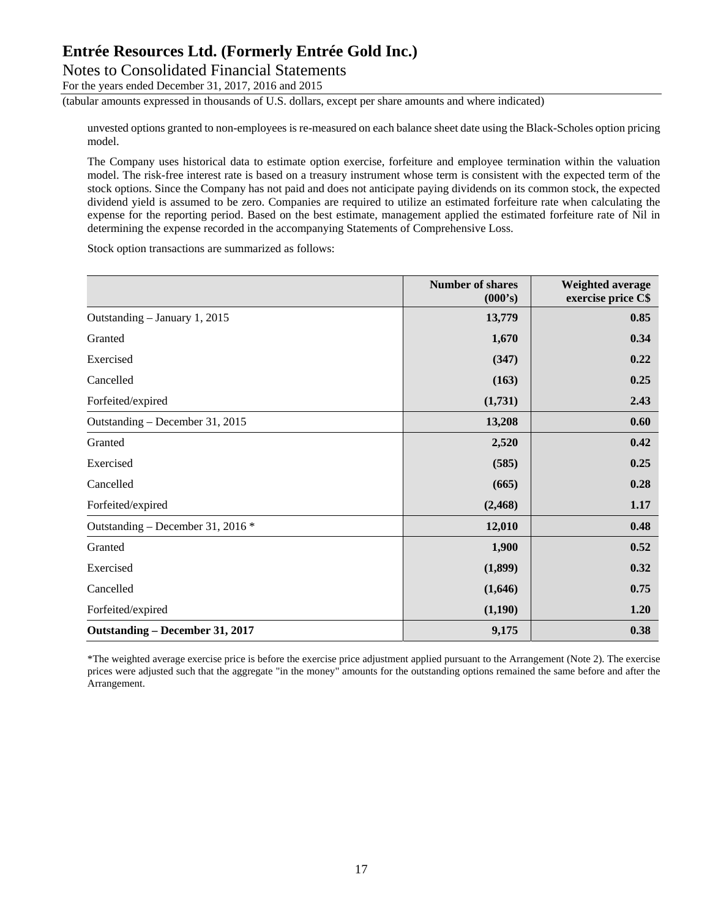unvested options granted to non-employees is re-measured on each balance sheet date using the Black-Scholes option pricing model.

The Company uses historical data to estimate option exercise, forfeiture and employee termination within the valuation model. The risk-free interest rate is based on a treasury instrument whose term is consistent with the expected term of the stock options. Since the Company has not paid and does not anticipate paying dividends on its common stock, the expected dividend yield is assumed to be zero. Companies are required to utilize an estimated forfeiture rate when calculating the expense for the reporting period. Based on the best estimate, management applied the estimated forfeiture rate of Nil in determining the expense recorded in the accompanying Statements of Comprehensive Loss.

Stock option transactions are summarized as follows:

| | Number of shares (000's) | Weighted average exercise price C$ |
|---|---|---|
| Outstanding – January 1, 2015 | 13,779 | 0.85 |
| Granted | 1,670 | 0.34 |
| Exercised | (347) | 0.22 |
| Cancelled | (163) | 0.25 |
| Forfeited/expired | (1,731) | 2.43 |
| Outstanding – December 31, 2015 | 13,208 | 0.60 |
| Granted | 2,520 | 0.42 |
| Exercised | (585) | 0.25 |
| Cancelled | (665) | 0.28 |
| Forfeited/expired | (2,468) | 1.17 |
| Outstanding – December 31, 2016 * | 12,010 | 0.48 |
| Granted | 1,900 | 0.52 |
| Exercised | (1,899) | 0.32 |
| Cancelled | (1,646) | 0.75 |
| Forfeited/expired | (1,190) | 1.20 |
| **Outstanding – December 31, 2017** | 9,175 | 0.38 |

*The weighted average exercise price is before the exercise price adjustment applied pursuant to the Arrangement (Note 2). The exercise prices were adjusted such that the aggregate "in the money" amounts for the outstanding options remained the same before and after the Arrangement.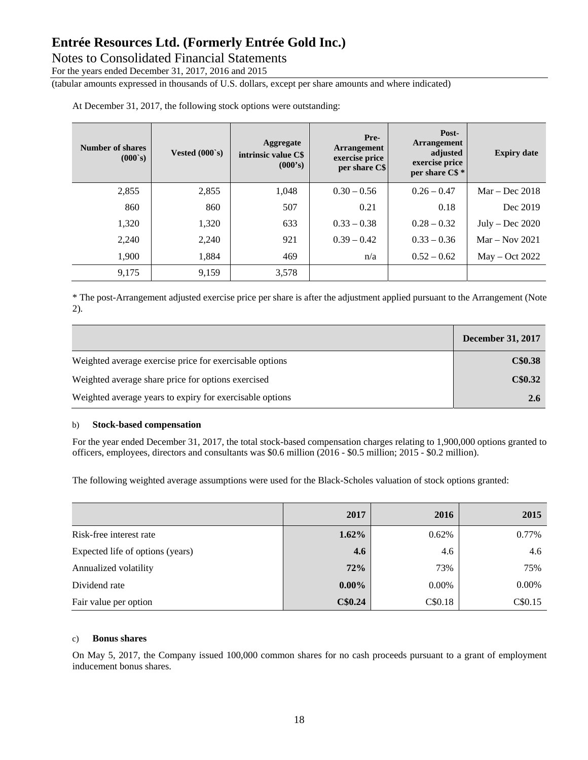At December 31, 2017, the following stock options were outstanding:

| Number of shares (000`s) | Vested (000`s) | Aggregate intrinsic value C$ (000's) | Pre-Arrangement exercise price per share C$ | Post-Arrangement adjusted exercise price per share C$ * | Expiry date |
|---|---|---|---|---|---|
| 2,855 | 2,855 | 1,048 | 0.30 – 0.56 | 0.26 – 0.47 | Mar – Dec 2018 |
| 860 | 860 | 507 | 0.21 | 0.18 | Dec 2019 |
| 1,320 | 1,320 | 633 | 0.33 – 0.38 | 0.28 – 0.32 | July – Dec 2020 |
| 2,240 | 2,240 | 921 | 0.39 – 0.42 | 0.33 – 0.36 | Mar – Nov 2021 |
| 1,900 | 1,884 | 469 | n/a | 0.52 – 0.62 | May – Oct 2022 |
| 9,175 | 9,159 | 3,578 | | | |

* The post-Arrangement adjusted exercise price per share is after the adjustment applied pursuant to the Arrangement (Note 2).

| | December 31, 2017 |
|---|---|
| Weighted average exercise price for exercisable options | **C$0.38** |
| Weighted average share price for options exercised | **C$0.32** |
| Weighted average years to expiry for exercisable options | **2.6** |

b) **Stock-based compensation**

For the year ended December 31, 2017, the total stock-based compensation charges relating to 1,900,000 options granted to officers, employees, directors and consultants was $0.6 million (2016 - $0.5 million; 2015 - $0.2 million).

The following weighted average assumptions were used for the Black-Scholes valuation of stock options granted:

| | 2017 | 2016 | 2015 |
|---|---|---|---|
| Risk-free interest rate | **1.62%** | 0.62% | 0.77% |
| Expected life of options (years) | **4.6** | 4.6 | 4.6 |
| Annualized volatility | **72%** | 73% | 75% |
| Dividend rate | **0.00%** | 0.00% | 0.00% |
| Fair value per option | **C$0.24** | C$0.18 | C$0.15 |

c) **Bonus shares**

On May 5, 2017, the Company issued 100,000 common shares for no cash proceeds pursuant to a grant of employment inducement bonus shares.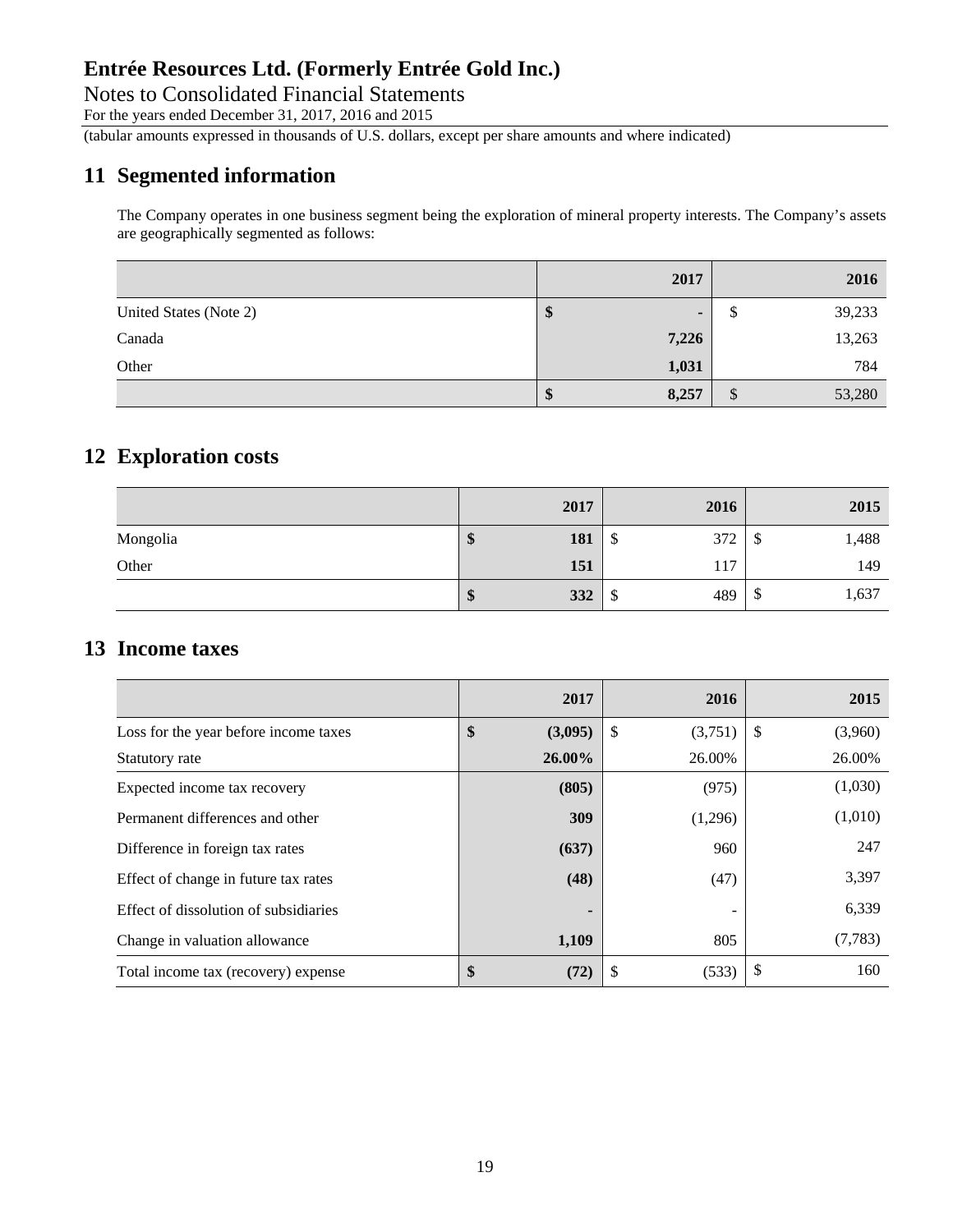## 11 Segmented information

The Company operates in one business segment being the exploration of mineral property interests. The Company's assets are geographically segmented as follows:

| | 2017 | 2016 |
|---|---|---|
| United States (Note 2) | **$ -** | $ 39,233 |
| Canada | **7,226** | 13,263 |
| Other | **1,031** | 784 |
| | **$ 8,257** | $ 53,280 |

## 12 Exploration costs

| | 2017 | 2016 | 2015 |
|---|---|---|---|
| Mongolia | **$ 181** | $ 372 | $ 1,488 |
| Other | **151** | 117 | 149 |
| | **$ 332** | $ 489 | $ 1,637 |

## 13 Income taxes

| | 2017 | 2016 | 2015 |
|---|---|---|---|
| Loss for the year before income taxes | **$ (3,095)** | $ (3,751) | $ (3,960) |
| Statutory rate | **26.00%** | 26.00% | 26.00% |
| Expected income tax recovery | **(805)** | (975) | (1,030) |
| Permanent differences and other | **309** | (1,296) | (1,010) |
| Difference in foreign tax rates | **(637)** | 960 | 247 |
| Effect of change in future tax rates | **(48)** | (47) | 3,397 |
| Effect of dissolution of subsidiaries | **-** | - | 6,339 |
| Change in valuation allowance | **1,109** | 805 | (7,783) |
| Total income tax (recovery) expense | **$ (72)** | $ (533) | $ 160 |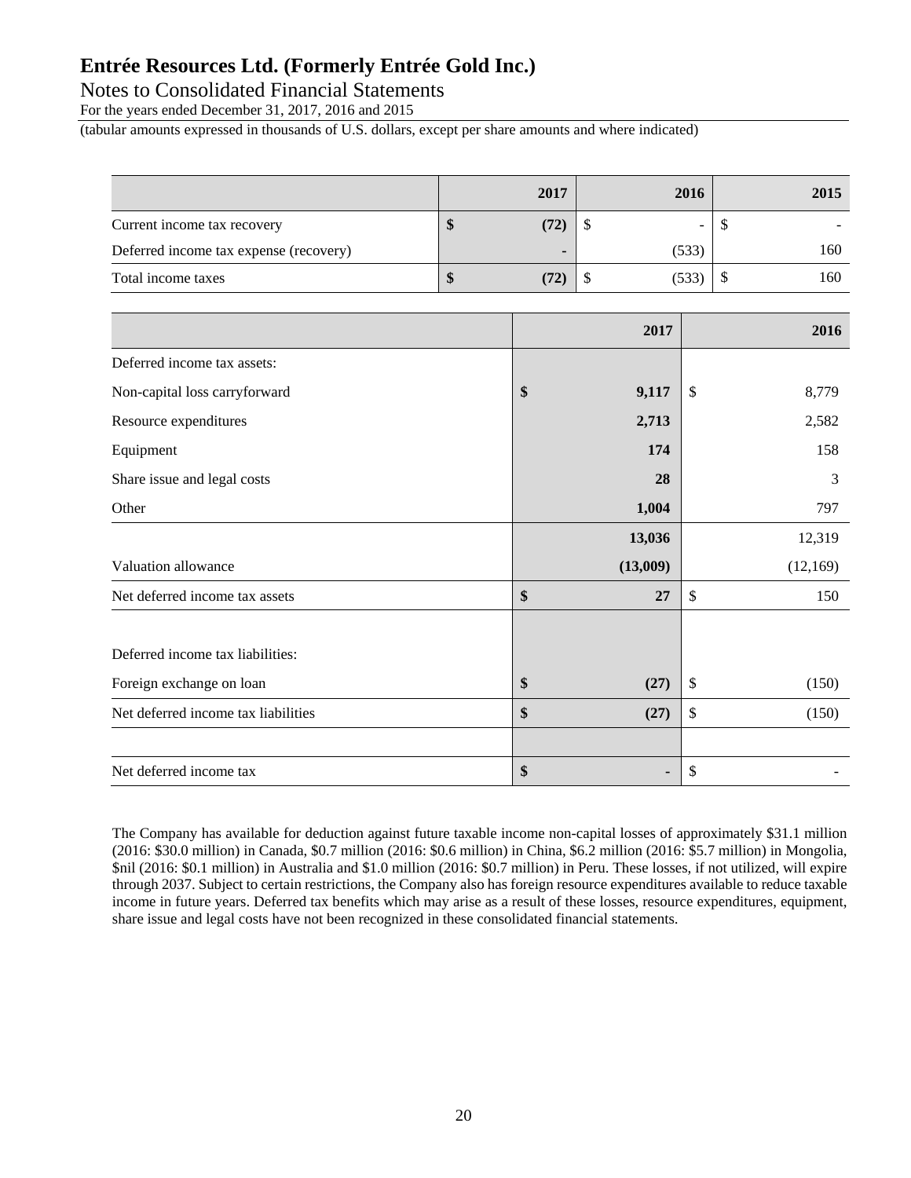| | 2017 | 2016 | 2015 |
|---|---|---|---|
| Current income tax recovery | **$ (72)** | $ - | $ - |
| Deferred income tax expense (recovery) | **-** | (533) | 160 |
| Total income taxes | **$ (72)** | $ (533) | $ 160 |

| | 2017 | 2016 |
|---|---|---|
| Deferred income tax assets: | | |
| Non-capital loss carryforward | **$ 9,117** | $ 8,779 |
| Resource expenditures | **2,713** | 2,582 |
| Equipment | **174** | 158 |
| Share issue and legal costs | **28** | 3 |
| Other | **1,004** | 797 |
| | **13,036** | 12,319 |
| Valuation allowance | **(13,009)** | (12,169) |
| Net deferred income tax assets | **$ 27** | $ 150 |
| | | |
| Deferred income tax liabilities: | | |
| Foreign exchange on loan | **$ (27)** | $ (150) |
| Net deferred income tax liabilities | **$ (27)** | $ (150) |
| | | |
| Net deferred income tax | **$ -** | $ - |

The Company has available for deduction against future taxable income non-capital losses of approximately $31.1 million (2016: $30.0 million) in Canada, $0.7 million (2016: $0.6 million) in China, $6.2 million (2016: $5.7 million) in Mongolia, $nil (2016: $0.1 million) in Australia and $1.0 million (2016: $0.7 million) in Peru. These losses, if not utilized, will expire through 2037. Subject to certain restrictions, the Company also has foreign resource expenditures available to reduce taxable income in future years. Deferred tax benefits which may arise as a result of these losses, resource expenditures, equipment, share issue and legal costs have not been recognized in these consolidated financial statements.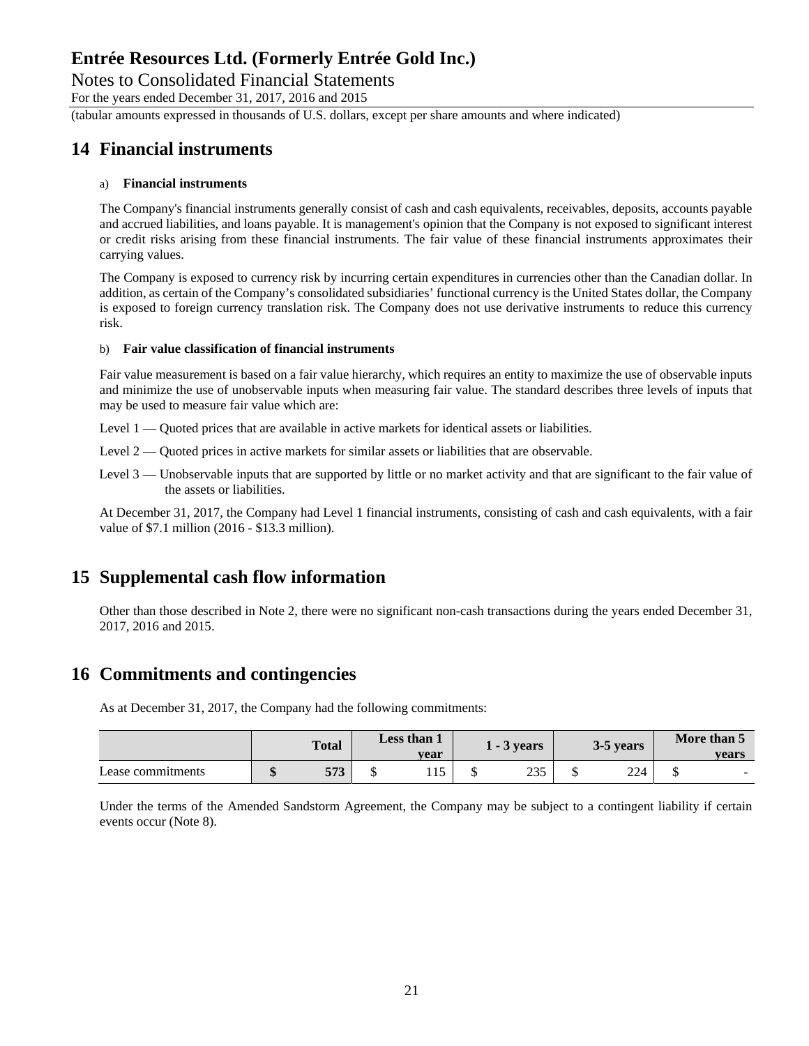## 14 Financial instruments

a) **Financial instruments**

The Company's financial instruments generally consist of cash and cash equivalents, receivables, deposits, accounts payable and accrued liabilities, and loans payable. It is management's opinion that the Company is not exposed to significant interest or credit risks arising from these financial instruments. The fair value of these financial instruments approximates their carrying values.

The Company is exposed to currency risk by incurring certain expenditures in currencies other than the Canadian dollar. In addition, as certain of the Company's consolidated subsidiaries' functional currency is the United States dollar, the Company is exposed to foreign currency translation risk. The Company does not use derivative instruments to reduce this currency risk.

b) **Fair value classification of financial instruments**

Fair value measurement is based on a fair value hierarchy, which requires an entity to maximize the use of observable inputs and minimize the use of unobservable inputs when measuring fair value. The standard describes three levels of inputs that may be used to measure fair value which are:

Level 1 — Quoted prices that are available in active markets for identical assets or liabilities.

Level 2 — Quoted prices in active markets for similar assets or liabilities that are observable.

Level 3 — Unobservable inputs that are supported by little or no market activity and that are significant to the fair value of the assets or liabilities.

At December 31, 2017, the Company had Level 1 financial instruments, consisting of cash and cash equivalents, with a fair value of $7.1 million (2016 - $13.3 million).

## 15 Supplemental cash flow information

Other than those described in Note 2, there were no significant non-cash transactions during the years ended December 31, 2017, 2016 and 2015.

## 16 Commitments and contingencies

As at December 31, 2017, the Company had the following commitments:

| | Total | Less than 1 year | 1 - 3 years | 3-5 years | More than 5 years |
|---|---|---|---|---|---|
| Lease commitments | **$ 573** | $ 115 | $ 235 | $ 224 | $ - |

Under the terms of the Amended Sandstorm Agreement, the Company may be subject to a contingent liability if certain events occur (Note 8).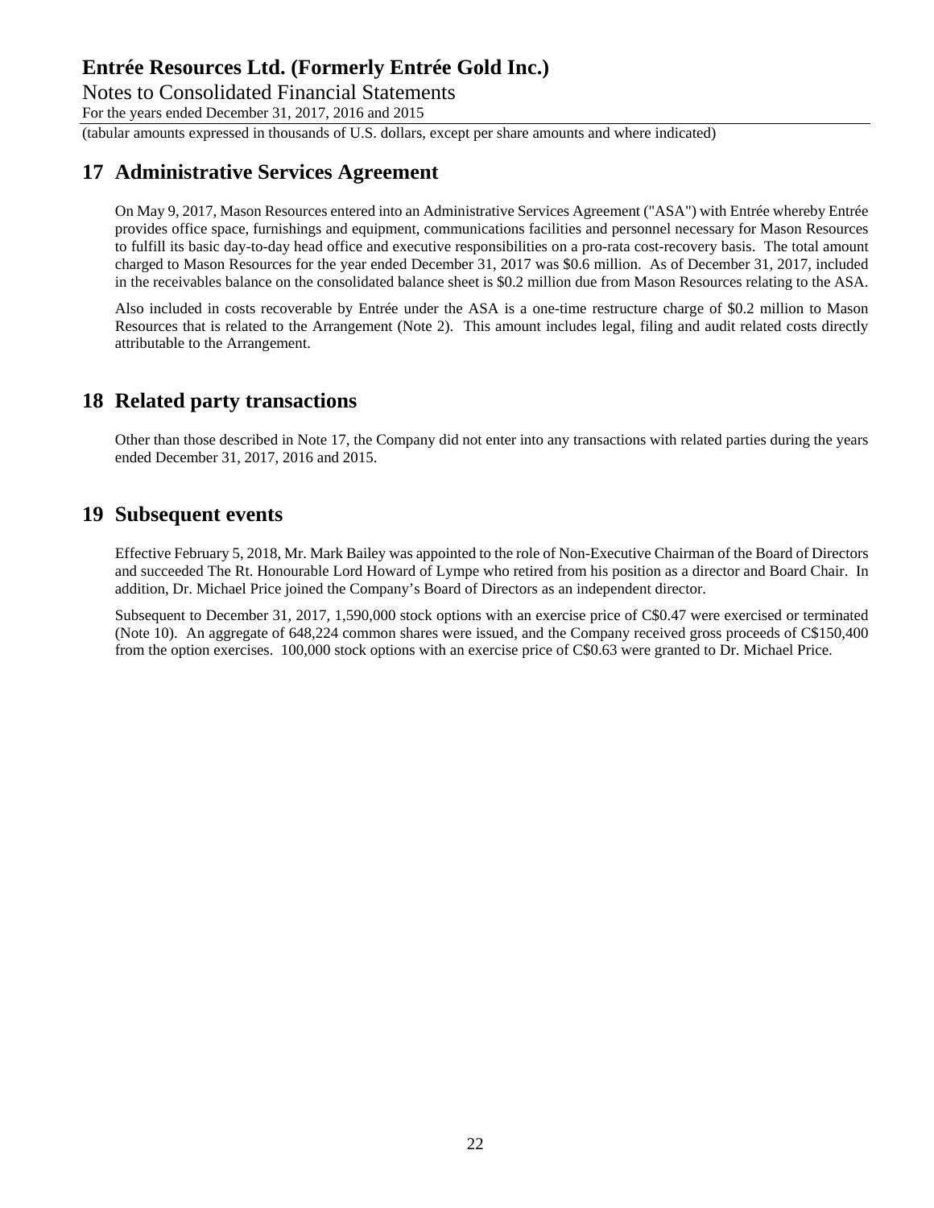## 17 Administrative Services Agreement

On May 9, 2017, Mason Resources entered into an Administrative Services Agreement ("ASA") with Entrée whereby Entrée provides office space, furnishings and equipment, communications facilities and personnel necessary for Mason Resources to fulfill its basic day-to-day head office and executive responsibilities on a pro-rata cost-recovery basis. The total amount charged to Mason Resources for the year ended December 31, 2017 was $0.6 million. As of December 31, 2017, included in the receivables balance on the consolidated balance sheet is $0.2 million due from Mason Resources relating to the ASA.

Also included in costs recoverable by Entrée under the ASA is a one-time restructure charge of $0.2 million to Mason Resources that is related to the Arrangement (Note 2). This amount includes legal, filing and audit related costs directly attributable to the Arrangement.

## 18 Related party transactions

Other than those described in Note 17, the Company did not enter into any transactions with related parties during the years ended December 31, 2017, 2016 and 2015.

## 19 Subsequent events

Effective February 5, 2018, Mr. Mark Bailey was appointed to the role of Non-Executive Chairman of the Board of Directors and succeeded The Rt. Honourable Lord Howard of Lympe who retired from his position as a director and Board Chair. In addition, Dr. Michael Price joined the Company's Board of Directors as an independent director.

Subsequent to December 31, 2017, 1,590,000 stock options with an exercise price of C$0.47 were exercised or terminated (Note 10). An aggregate of 648,224 common shares were issued, and the Company received gross proceeds of C$150,400 from the option exercises. 100,000 stock options with an exercise price of C$0.63 were granted to Dr. Michael Price.